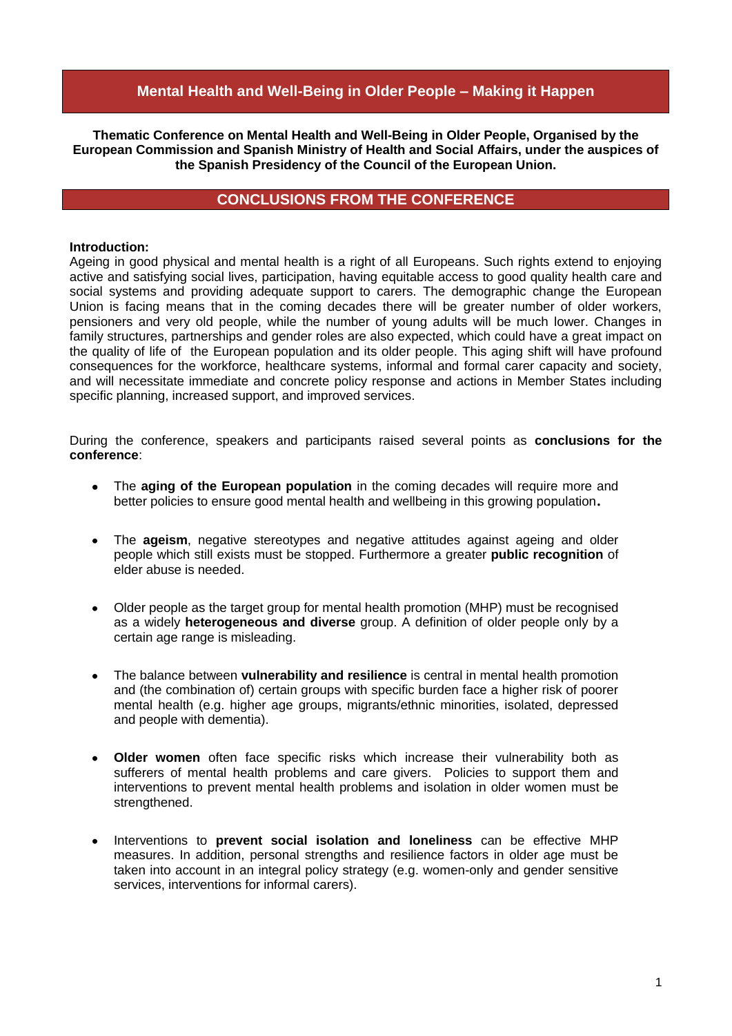# Mental Health and Well-Being in Older People – Making it Happen

**Thematic Conference on Mental Health and Well-Being in Older People, Organised by the European Commission and Spanish Ministry of Health and Social Affairs, under the auspices of the Spanish Presidency of the Council of the European Union.**

## CONCLUSIONS FROM THE CONFERENCE

**Introduction:**
Ageing in good physical and mental health is a right of all Europeans. Such rights extend to enjoying active and satisfying social lives, participation, having equitable access to good quality health care and social systems and providing adequate support to carers. The demographic change the European Union is facing means that in the coming decades there will be greater number of older workers, pensioners and very old people, while the number of young adults will be much lower. Changes in family structures, partnerships and gender roles are also expected, which could have a great impact on the quality of life of the European population and its older people. This aging shift will have profound consequences for the workforce, healthcare systems, informal and formal carer capacity and society, and will necessitate immediate and concrete policy response and actions in Member States including specific planning, increased support, and improved services.

During the conference, speakers and participants raised several points as **conclusions for the conference**:

- The **aging of the European population** in the coming decades will require more and better policies to ensure good mental health and wellbeing in this growing population**.**
- The **ageism**, negative stereotypes and negative attitudes against ageing and older people which still exists must be stopped. Furthermore a greater **public recognition** of elder abuse is needed.
- Older people as the target group for mental health promotion (MHP) must be recognised as a widely **heterogeneous and diverse** group. A definition of older people only by a certain age range is misleading.
- The balance between **vulnerability and resilience** is central in mental health promotion and (the combination of) certain groups with specific burden face a higher risk of poorer mental health (e.g. higher age groups, migrants/ethnic minorities, isolated, depressed and people with dementia).
- **Older women** often face specific risks which increase their vulnerability both as sufferers of mental health problems and care givers. Policies to support them and interventions to prevent mental health problems and isolation in older women must be strengthened.
- Interventions to **prevent social isolation and loneliness** can be effective MHP measures. In addition, personal strengths and resilience factors in older age must be taken into account in an integral policy strategy (e.g. women-only and gender sensitive services, interventions for informal carers).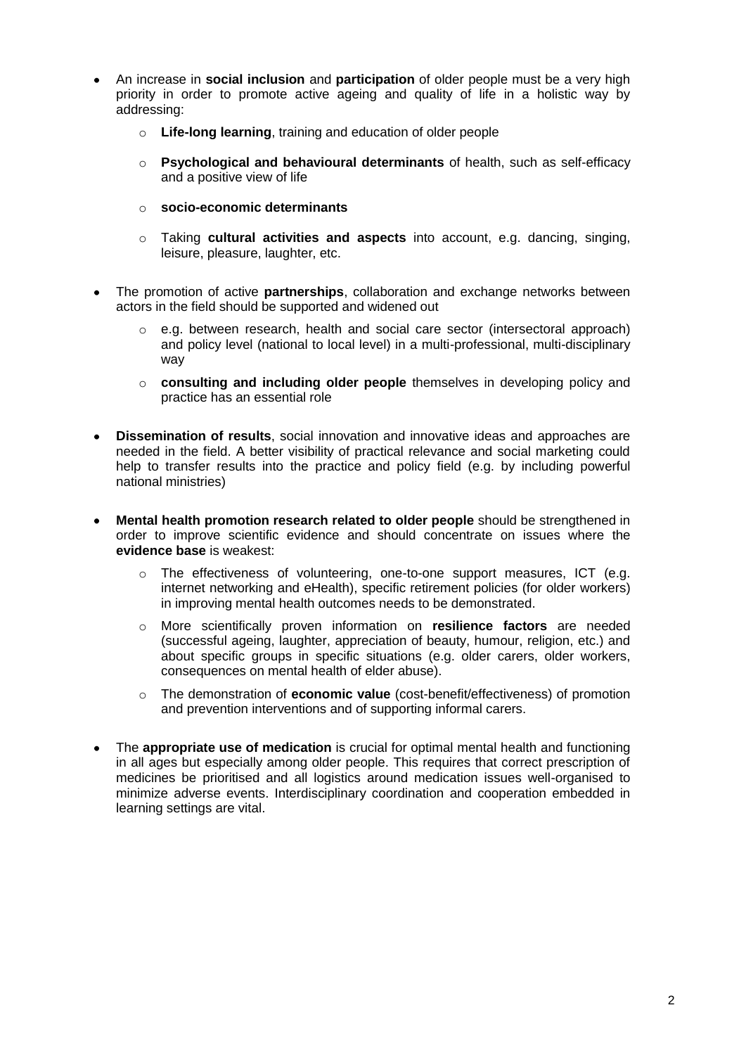- An increase in **social inclusion** and **participation** of older people must be a very high priority in order to promote active ageing and quality of life in a holistic way by addressing:
    - **Life-long learning**, training and education of older people
    - **Psychological and behavioural determinants** of health, such as self-efficacy and a positive view of life
    - **socio-economic determinants**
    - Taking **cultural activities and aspects** into account, e.g. dancing, singing, leisure, pleasure, laughter, etc.

- The promotion of active **partnerships**, collaboration and exchange networks between actors in the field should be supported and widened out
    - e.g. between research, health and social care sector (intersectoral approach) and policy level (national to local level) in a multi-professional, multi-disciplinary way
    - **consulting and including older people** themselves in developing policy and practice has an essential role

- **Dissemination of results**, social innovation and innovative ideas and approaches are needed in the field. A better visibility of practical relevance and social marketing could help to transfer results into the practice and policy field (e.g. by including powerful national ministries)

- **Mental health promotion research related to older people** should be strengthened in order to improve scientific evidence and should concentrate on issues where the **evidence base** is weakest:
    - The effectiveness of volunteering, one-to-one support measures, ICT (e.g. internet networking and eHealth), specific retirement policies (for older workers) in improving mental health outcomes needs to be demonstrated.
    - More scientifically proven information on **resilience factors** are needed (successful ageing, laughter, appreciation of beauty, humour, religion, etc.) and about specific groups in specific situations (e.g. older carers, older workers, consequences on mental health of elder abuse).
    - The demonstration of **economic value** (cost-benefit/effectiveness) of promotion and prevention interventions and of supporting informal carers.

- The **appropriate use of medication** is crucial for optimal mental health and functioning in all ages but especially among older people. This requires that correct prescription of medicines be prioritised and all logistics around medication issues well-organised to minimize adverse events. Interdisciplinary coordination and cooperation embedded in learning settings are vital.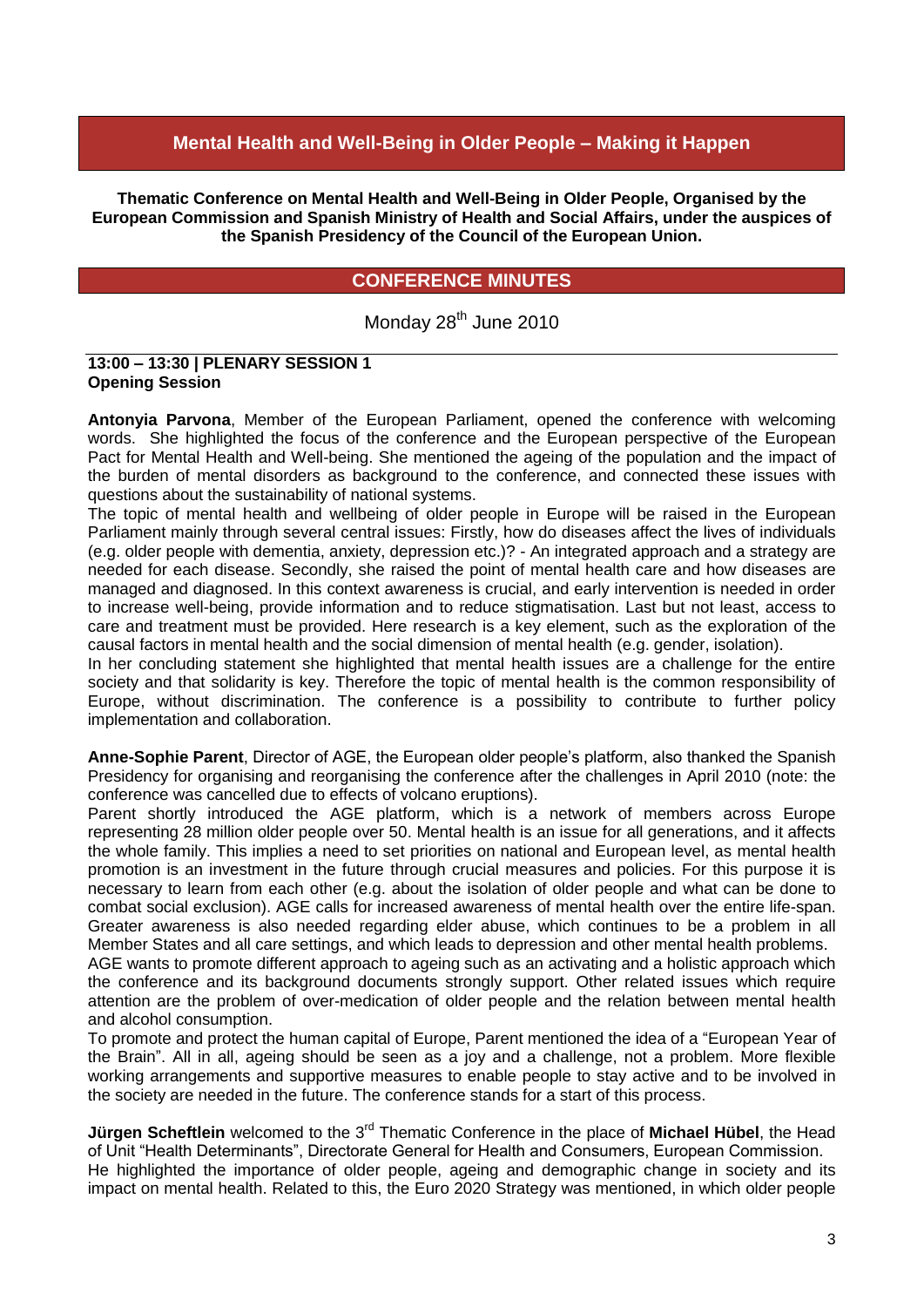# Mental Health and Well-Being in Older People – Making it Happen

**Thematic Conference on Mental Health and Well-Being in Older People, Organised by the European Commission and Spanish Ministry of Health and Social Affairs, under the auspices of the Spanish Presidency of the Council of the European Union.**

## CONFERENCE MINUTES

Monday 28th June 2010

**13:00 – 13:30 | PLENARY SESSION 1**
**Opening Session**

**Antonyia Parvona**, Member of the European Parliament, opened the conference with welcoming words. She highlighted the focus of the conference and the European perspective of the European Pact for Mental Health and Well-being. She mentioned the ageing of the population and the impact of the burden of mental disorders as background to the conference, and connected these issues with questions about the sustainability of national systems.
The topic of mental health and wellbeing of older people in Europe will be raised in the European Parliament mainly through several central issues: Firstly, how do diseases affect the lives of individuals (e.g. older people with dementia, anxiety, depression etc.)? - An integrated approach and a strategy are needed for each disease. Secondly, she raised the point of mental health care and how diseases are managed and diagnosed. In this context awareness is crucial, and early intervention is needed in order to increase well-being, provide information and to reduce stigmatisation. Last but not least, access to care and treatment must be provided. Here research is a key element, such as the exploration of the causal factors in mental health and the social dimension of mental health (e.g. gender, isolation).
In her concluding statement she highlighted that mental health issues are a challenge for the entire society and that solidarity is key. Therefore the topic of mental health is the common responsibility of Europe, without discrimination. The conference is a possibility to contribute to further policy implementation and collaboration.

**Anne-Sophie Parent**, Director of AGE, the European older people's platform, also thanked the Spanish Presidency for organising and reorganising the conference after the challenges in April 2010 (note: the conference was cancelled due to effects of volcano eruptions).
Parent shortly introduced the AGE platform, which is a network of members across Europe representing 28 million older people over 50. Mental health is an issue for all generations, and it affects the whole family. This implies a need to set priorities on national and European level, as mental health promotion is an investment in the future through crucial measures and policies. For this purpose it is necessary to learn from each other (e.g. about the isolation of older people and what can be done to combat social exclusion). AGE calls for increased awareness of mental health over the entire life-span. Greater awareness is also needed regarding elder abuse, which continues to be a problem in all Member States and all care settings, and which leads to depression and other mental health problems.
AGE wants to promote different approach to ageing such as an activating and a holistic approach which the conference and its background documents strongly support. Other related issues which require attention are the problem of over-medication of older people and the relation between mental health and alcohol consumption.
To promote and protect the human capital of Europe, Parent mentioned the idea of a "European Year of the Brain". All in all, ageing should be seen as a joy and a challenge, not a problem. More flexible working arrangements and supportive measures to enable people to stay active and to be involved in the society are needed in the future. The conference stands for a start of this process.

**Jürgen Scheftlein** welcomed to the 3rd Thematic Conference in the place of **Michael Hübel**, the Head of Unit "Health Determinants", Directorate General for Health and Consumers, European Commission.
He highlighted the importance of older people, ageing and demographic change in society and its impact on mental health. Related to this, the Euro 2020 Strategy was mentioned, in which older people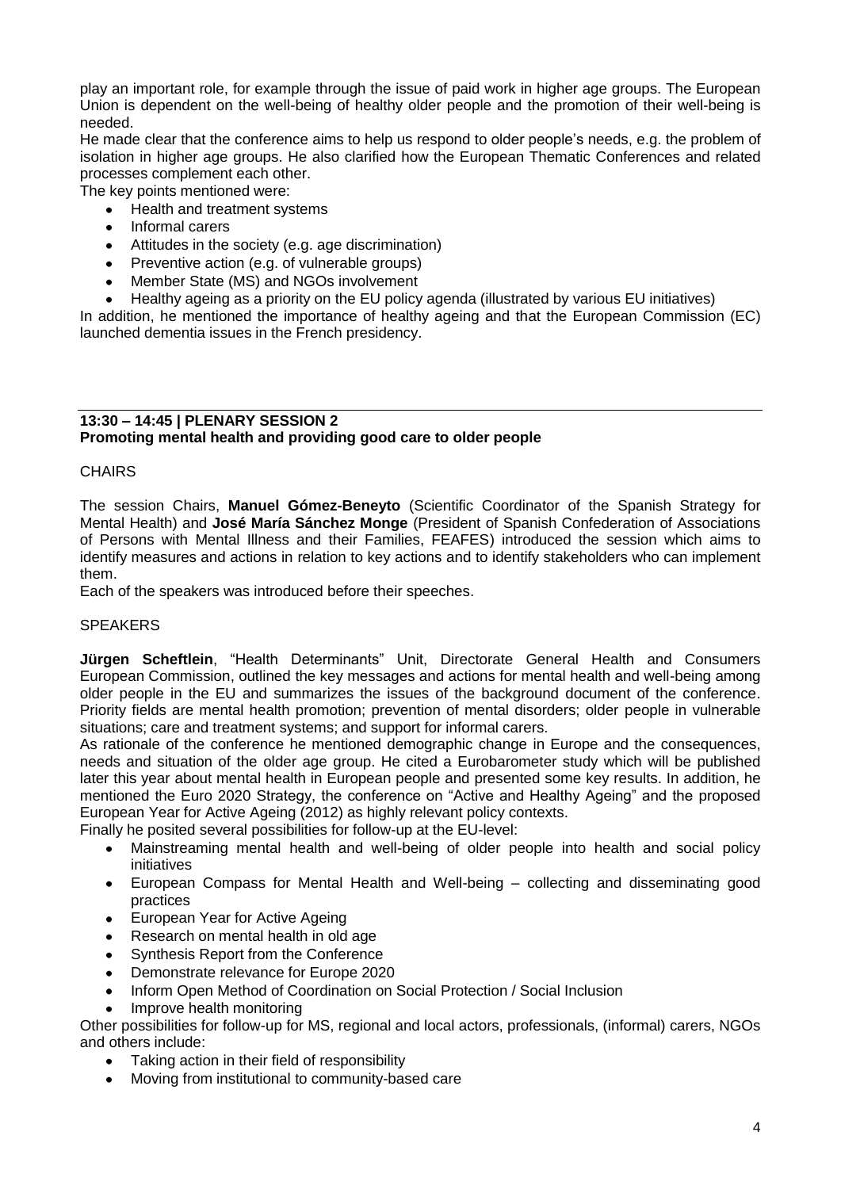play an important role, for example through the issue of paid work in higher age groups. The European Union is dependent on the well-being of healthy older people and the promotion of their well-being is needed.

He made clear that the conference aims to help us respond to older people's needs, e.g. the problem of isolation in higher age groups. He also clarified how the European Thematic Conferences and related processes complement each other.

The key points mentioned were:

- Health and treatment systems
- Informal carers
- Attitudes in the society (e.g. age discrimination)
- Preventive action (e.g. of vulnerable groups)
- Member State (MS) and NGOs involvement
- Healthy ageing as a priority on the EU policy agenda (illustrated by various EU initiatives)

In addition, he mentioned the importance of healthy ageing and that the European Commission (EC) launched dementia issues in the French presidency.

---

## 13:30 – 14:45 | PLENARY SESSION 2
## Promoting mental health and providing good care to older people

CHAIRS

The session Chairs, **Manuel Gómez-Beneyto** (Scientific Coordinator of the Spanish Strategy for Mental Health) and **José María Sánchez Monge** (President of Spanish Confederation of Associations of Persons with Mental Illness and their Families, FEAFES) introduced the session which aims to identify measures and actions in relation to key actions and to identify stakeholders who can implement them.

Each of the speakers was introduced before their speeches.

SPEAKERS

**Jürgen Scheftlein**, "Health Determinants" Unit, Directorate General Health and Consumers European Commission, outlined the key messages and actions for mental health and well-being among older people in the EU and summarizes the issues of the background document of the conference. Priority fields are mental health promotion; prevention of mental disorders; older people in vulnerable situations; care and treatment systems; and support for informal carers.

As rationale of the conference he mentioned demographic change in Europe and the consequences, needs and situation of the older age group. He cited a Eurobarometer study which will be published later this year about mental health in European people and presented some key results. In addition, he mentioned the Euro 2020 Strategy, the conference on "Active and Healthy Ageing" and the proposed European Year for Active Ageing (2012) as highly relevant policy contexts.

Finally he posited several possibilities for follow-up at the EU-level:

- Mainstreaming mental health and well-being of older people into health and social policy initiatives
- European Compass for Mental Health and Well-being – collecting and disseminating good practices
- European Year for Active Ageing
- Research on mental health in old age
- Synthesis Report from the Conference
- Demonstrate relevance for Europe 2020
- Inform Open Method of Coordination on Social Protection / Social Inclusion
- Improve health monitoring

Other possibilities for follow-up for MS, regional and local actors, professionals, (informal) carers, NGOs and others include:

- Taking action in their field of responsibility
- Moving from institutional to community-based care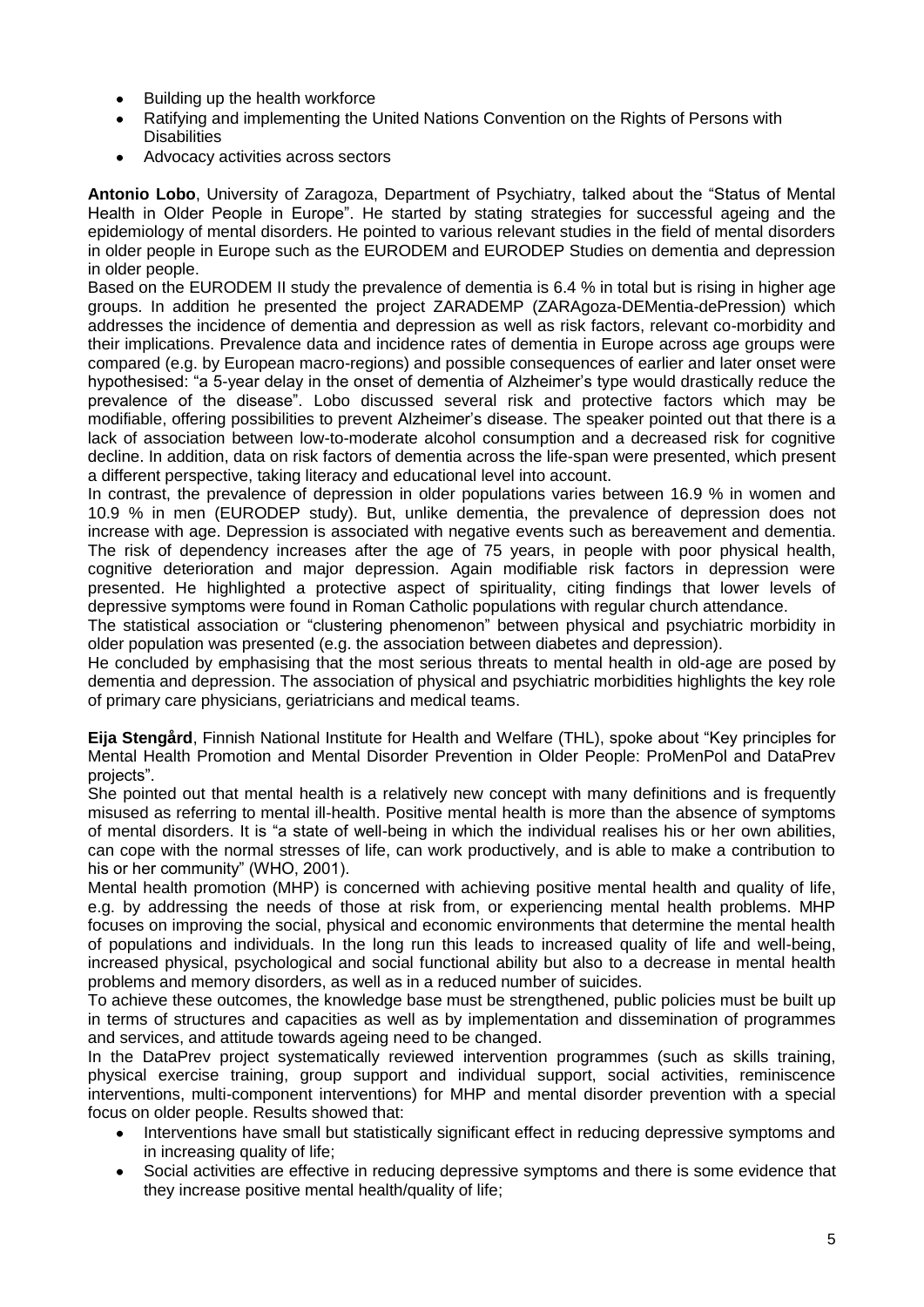- Building up the health workforce
- Ratifying and implementing the United Nations Convention on the Rights of Persons with Disabilities
- Advocacy activities across sectors

**Antonio Lobo**, University of Zaragoza, Department of Psychiatry, talked about the "Status of Mental Health in Older People in Europe". He started by stating strategies for successful ageing and the epidemiology of mental disorders. He pointed to various relevant studies in the field of mental disorders in older people in Europe such as the EURODEM and EURODEP Studies on dementia and depression in older people.

Based on the EURODEM II study the prevalence of dementia is 6.4 % in total but is rising in higher age groups. In addition he presented the project ZARADEMP (ZARAgoza-DEMentia-dePression) which addresses the incidence of dementia and depression as well as risk factors, relevant co-morbidity and their implications. Prevalence data and incidence rates of dementia in Europe across age groups were compared (e.g. by European macro-regions) and possible consequences of earlier and later onset were hypothesised: "a 5-year delay in the onset of dementia of Alzheimer's type would drastically reduce the prevalence of the disease". Lobo discussed several risk and protective factors which may be modifiable, offering possibilities to prevent Alzheimer's disease. The speaker pointed out that there is a lack of association between low-to-moderate alcohol consumption and a decreased risk for cognitive decline. In addition, data on risk factors of dementia across the life-span were presented, which present a different perspective, taking literacy and educational level into account.

In contrast, the prevalence of depression in older populations varies between 16.9 % in women and 10.9 % in men (EURODEP study). But, unlike dementia, the prevalence of depression does not increase with age. Depression is associated with negative events such as bereavement and dementia. The risk of dependency increases after the age of 75 years, in people with poor physical health, cognitive deterioration and major depression. Again modifiable risk factors in depression were presented. He highlighted a protective aspect of spirituality, citing findings that lower levels of depressive symptoms were found in Roman Catholic populations with regular church attendance.

The statistical association or "clustering phenomenon" between physical and psychiatric morbidity in older population was presented (e.g. the association between diabetes and depression).

He concluded by emphasising that the most serious threats to mental health in old-age are posed by dementia and depression. The association of physical and psychiatric morbidities highlights the key role of primary care physicians, geriatricians and medical teams.

**Eija Stengård**, Finnish National Institute for Health and Welfare (THL), spoke about "Key principles for Mental Health Promotion and Mental Disorder Prevention in Older People: ProMenPol and DataPrev projects".

She pointed out that mental health is a relatively new concept with many definitions and is frequently misused as referring to mental ill-health. Positive mental health is more than the absence of symptoms of mental disorders. It is "a state of well-being in which the individual realises his or her own abilities, can cope with the normal stresses of life, can work productively, and is able to make a contribution to his or her community" (WHO, 2001).

Mental health promotion (MHP) is concerned with achieving positive mental health and quality of life, e.g. by addressing the needs of those at risk from, or experiencing mental health problems. MHP focuses on improving the social, physical and economic environments that determine the mental health of populations and individuals. In the long run this leads to increased quality of life and well-being, increased physical, psychological and social functional ability but also to a decrease in mental health problems and memory disorders, as well as in a reduced number of suicides.

To achieve these outcomes, the knowledge base must be strengthened, public policies must be built up in terms of structures and capacities as well as by implementation and dissemination of programmes and services, and attitude towards ageing need to be changed.

In the DataPrev project systematically reviewed intervention programmes (such as skills training, physical exercise training, group support and individual support, social activities, reminiscence interventions, multi-component interventions) for MHP and mental disorder prevention with a special focus on older people. Results showed that:

- Interventions have small but statistically significant effect in reducing depressive symptoms and in increasing quality of life;
- Social activities are effective in reducing depressive symptoms and there is some evidence that they increase positive mental health/quality of life;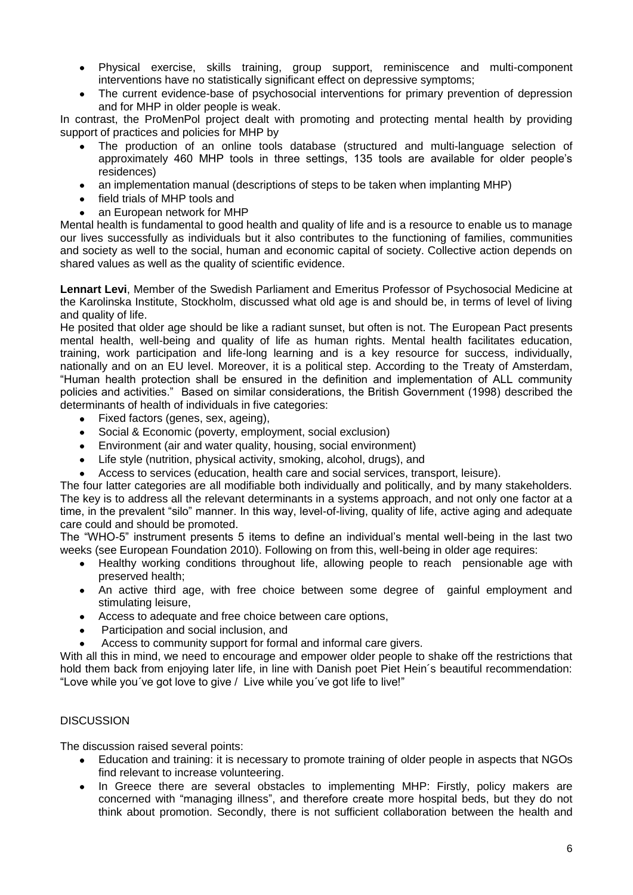- Physical exercise, skills training, group support, reminiscence and multi-component interventions have no statistically significant effect on depressive symptoms;
- The current evidence-base of psychosocial interventions for primary prevention of depression and for MHP in older people is weak.

In contrast, the ProMenPol project dealt with promoting and protecting mental health by providing support of practices and policies for MHP by

- The production of an online tools database (structured and multi-language selection of approximately 460 MHP tools in three settings, 135 tools are available for older people's residences)
- an implementation manual (descriptions of steps to be taken when implanting MHP)
- field trials of MHP tools and
- an European network for MHP

Mental health is fundamental to good health and quality of life and is a resource to enable us to manage our lives successfully as individuals but it also contributes to the functioning of families, communities and society as well to the social, human and economic capital of society. Collective action depends on shared values as well as the quality of scientific evidence.

**Lennart Levi**, Member of the Swedish Parliament and Emeritus Professor of Psychosocial Medicine at the Karolinska Institute, Stockholm, discussed what old age is and should be, in terms of level of living and quality of life.

He posited that older age should be like a radiant sunset, but often is not. The European Pact presents mental health, well-being and quality of life as human rights. Mental health facilitates education, training, work participation and life-long learning and is a key resource for success, individually, nationally and on an EU level. Moreover, it is a political step. According to the Treaty of Amsterdam, "Human health protection shall be ensured in the definition and implementation of ALL community policies and activities." Based on similar considerations, the British Government (1998) described the determinants of health of individuals in five categories:

- Fixed factors (genes, sex, ageing),
- Social & Economic (poverty, employment, social exclusion)
- Environment (air and water quality, housing, social environment)
- Life style (nutrition, physical activity, smoking, alcohol, drugs), and
- Access to services (education, health care and social services, transport, leisure).

The four latter categories are all modifiable both individually and politically, and by many stakeholders. The key is to address all the relevant determinants in a systems approach, and not only one factor at a time, in the prevalent "silo" manner. In this way, level-of-living, quality of life, active aging and adequate care could and should be promoted.

The "WHO-5" instrument presents 5 items to define an individual's mental well-being in the last two weeks (see European Foundation 2010). Following on from this, well-being in older age requires:

- Healthy working conditions throughout life, allowing people to reach pensionable age with preserved health;
- An active third age, with free choice between some degree of gainful employment and stimulating leisure,
- Access to adequate and free choice between care options,
- Participation and social inclusion, and
- Access to community support for formal and informal care givers.

With all this in mind, we need to encourage and empower older people to shake off the restrictions that hold them back from enjoying later life, in line with Danish poet Piet Hein´s beautiful recommendation: "Love while you´ve got love to give / Live while you´ve got life to live!"

## DISCUSSION

The discussion raised several points:

- Education and training: it is necessary to promote training of older people in aspects that NGOs find relevant to increase volunteering.
- In Greece there are several obstacles to implementing MHP: Firstly, policy makers are concerned with "managing illness", and therefore create more hospital beds, but they do not think about promotion. Secondly, there is not sufficient collaboration between the health and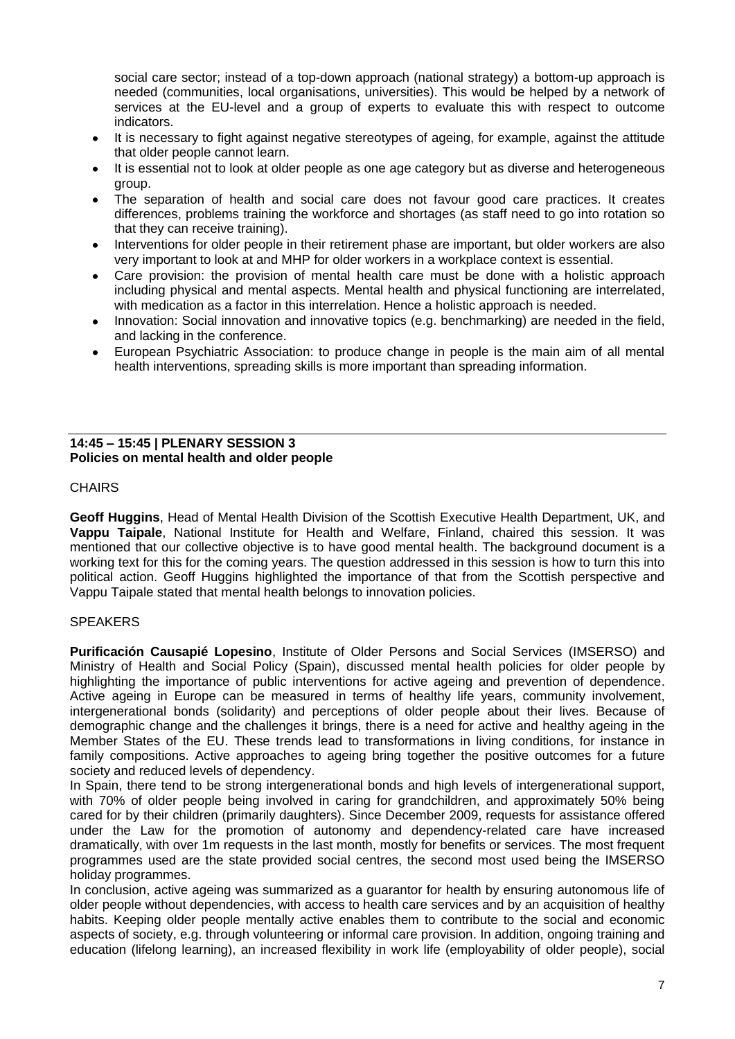social care sector; instead of a top-down approach (national strategy) a bottom-up approach is needed (communities, local organisations, universities). This would be helped by a network of services at the EU-level and a group of experts to evaluate this with respect to outcome indicators.

- It is necessary to fight against negative stereotypes of ageing, for example, against the attitude that older people cannot learn.
- It is essential not to look at older people as one age category but as diverse and heterogeneous group.
- The separation of health and social care does not favour good care practices. It creates differences, problems training the workforce and shortages (as staff need to go into rotation so that they can receive training).
- Interventions for older people in their retirement phase are important, but older workers are also very important to look at and MHP for older workers in a workplace context is essential.
- Care provision: the provision of mental health care must be done with a holistic approach including physical and mental aspects. Mental health and physical functioning are interrelated, with medication as a factor in this interrelation. Hence a holistic approach is needed.
- Innovation: Social innovation and innovative topics (e.g. benchmarking) are needed in the field, and lacking in the conference.
- European Psychiatric Association: to produce change in people is the main aim of all mental health interventions, spreading skills is more important than spreading information.

---

**14:45 – 15:45 | PLENARY SESSION 3**
**Policies on mental health and older people**

CHAIRS

**Geoff Huggins**, Head of Mental Health Division of the Scottish Executive Health Department, UK, and **Vappu Taipale**, National Institute for Health and Welfare, Finland, chaired this session. It was mentioned that our collective objective is to have good mental health. The background document is a working text for this for the coming years. The question addressed in this session is how to turn this into political action. Geoff Huggins highlighted the importance of that from the Scottish perspective and Vappu Taipale stated that mental health belongs to innovation policies.

SPEAKERS

**Purificación Causapié Lopesino**, Institute of Older Persons and Social Services (IMSERSO) and Ministry of Health and Social Policy (Spain), discussed mental health policies for older people by highlighting the importance of public interventions for active ageing and prevention of dependence. Active ageing in Europe can be measured in terms of healthy life years, community involvement, intergenerational bonds (solidarity) and perceptions of older people about their lives. Because of demographic change and the challenges it brings, there is a need for active and healthy ageing in the Member States of the EU. These trends lead to transformations in living conditions, for instance in family compositions. Active approaches to ageing bring together the positive outcomes for a future society and reduced levels of dependency.

In Spain, there tend to be strong intergenerational bonds and high levels of intergenerational support, with 70% of older people being involved in caring for grandchildren, and approximately 50% being cared for by their children (primarily daughters). Since December 2009, requests for assistance offered under the Law for the promotion of autonomy and dependency-related care have increased dramatically, with over 1m requests in the last month, mostly for benefits or services. The most frequent programmes used are the state provided social centres, the second most used being the IMSERSO holiday programmes.

In conclusion, active ageing was summarized as a guarantor for health by ensuring autonomous life of older people without dependencies, with access to health care services and by an acquisition of healthy habits. Keeping older people mentally active enables them to contribute to the social and economic aspects of society, e.g. through volunteering or informal care provision. In addition, ongoing training and education (lifelong learning), an increased flexibility in work life (employability of older people), social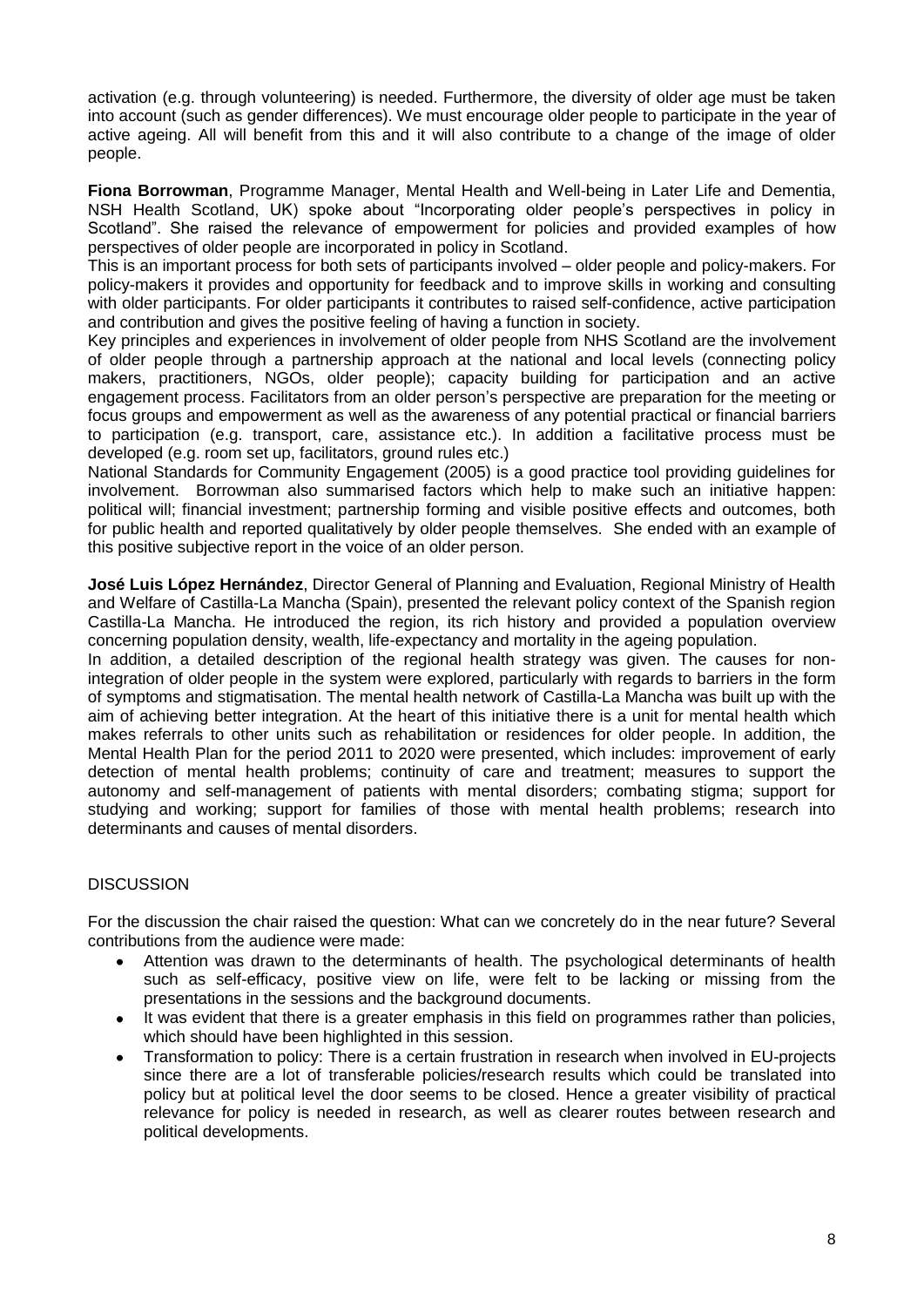activation (e.g. through volunteering) is needed. Furthermore, the diversity of older age must be taken into account (such as gender differences). We must encourage older people to participate in the year of active ageing. All will benefit from this and it will also contribute to a change of the image of older people.

**Fiona Borrowman**, Programme Manager, Mental Health and Well-being in Later Life and Dementia, NSH Health Scotland, UK) spoke about "Incorporating older people's perspectives in policy in Scotland". She raised the relevance of empowerment for policies and provided examples of how perspectives of older people are incorporated in policy in Scotland.

This is an important process for both sets of participants involved – older people and policy-makers. For policy-makers it provides and opportunity for feedback and to improve skills in working and consulting with older participants. For older participants it contributes to raised self-confidence, active participation and contribution and gives the positive feeling of having a function in society.

Key principles and experiences in involvement of older people from NHS Scotland are the involvement of older people through a partnership approach at the national and local levels (connecting policy makers, practitioners, NGOs, older people); capacity building for participation and an active engagement process. Facilitators from an older person's perspective are preparation for the meeting or focus groups and empowerment as well as the awareness of any potential practical or financial barriers to participation (e.g. transport, care, assistance etc.). In addition a facilitative process must be developed (e.g. room set up, facilitators, ground rules etc.)

National Standards for Community Engagement (2005) is a good practice tool providing guidelines for involvement. Borrowman also summarised factors which help to make such an initiative happen: political will; financial investment; partnership forming and visible positive effects and outcomes, both for public health and reported qualitatively by older people themselves. She ended with an example of this positive subjective report in the voice of an older person.

**José Luis López Hernández**, Director General of Planning and Evaluation, Regional Ministry of Health and Welfare of Castilla-La Mancha (Spain), presented the relevant policy context of the Spanish region Castilla-La Mancha. He introduced the region, its rich history and provided a population overview concerning population density, wealth, life-expectancy and mortality in the ageing population.

In addition, a detailed description of the regional health strategy was given. The causes for non-integration of older people in the system were explored, particularly with regards to barriers in the form of symptoms and stigmatisation. The mental health network of Castilla-La Mancha was built up with the aim of achieving better integration. At the heart of this initiative there is a unit for mental health which makes referrals to other units such as rehabilitation or residences for older people. In addition, the Mental Health Plan for the period 2011 to 2020 were presented, which includes: improvement of early detection of mental health problems; continuity of care and treatment; measures to support the autonomy and self-management of patients with mental disorders; combating stigma; support for studying and working; support for families of those with mental health problems; research into determinants and causes of mental disorders.

## DISCUSSION

For the discussion the chair raised the question: What can we concretely do in the near future? Several contributions from the audience were made:

- Attention was drawn to the determinants of health. The psychological determinants of health such as self-efficacy, positive view on life, were felt to be lacking or missing from the presentations in the sessions and the background documents.
- It was evident that there is a greater emphasis in this field on programmes rather than policies, which should have been highlighted in this session.
- Transformation to policy: There is a certain frustration in research when involved in EU-projects since there are a lot of transferable policies/research results which could be translated into policy but at political level the door seems to be closed. Hence a greater visibility of practical relevance for policy is needed in research, as well as clearer routes between research and political developments.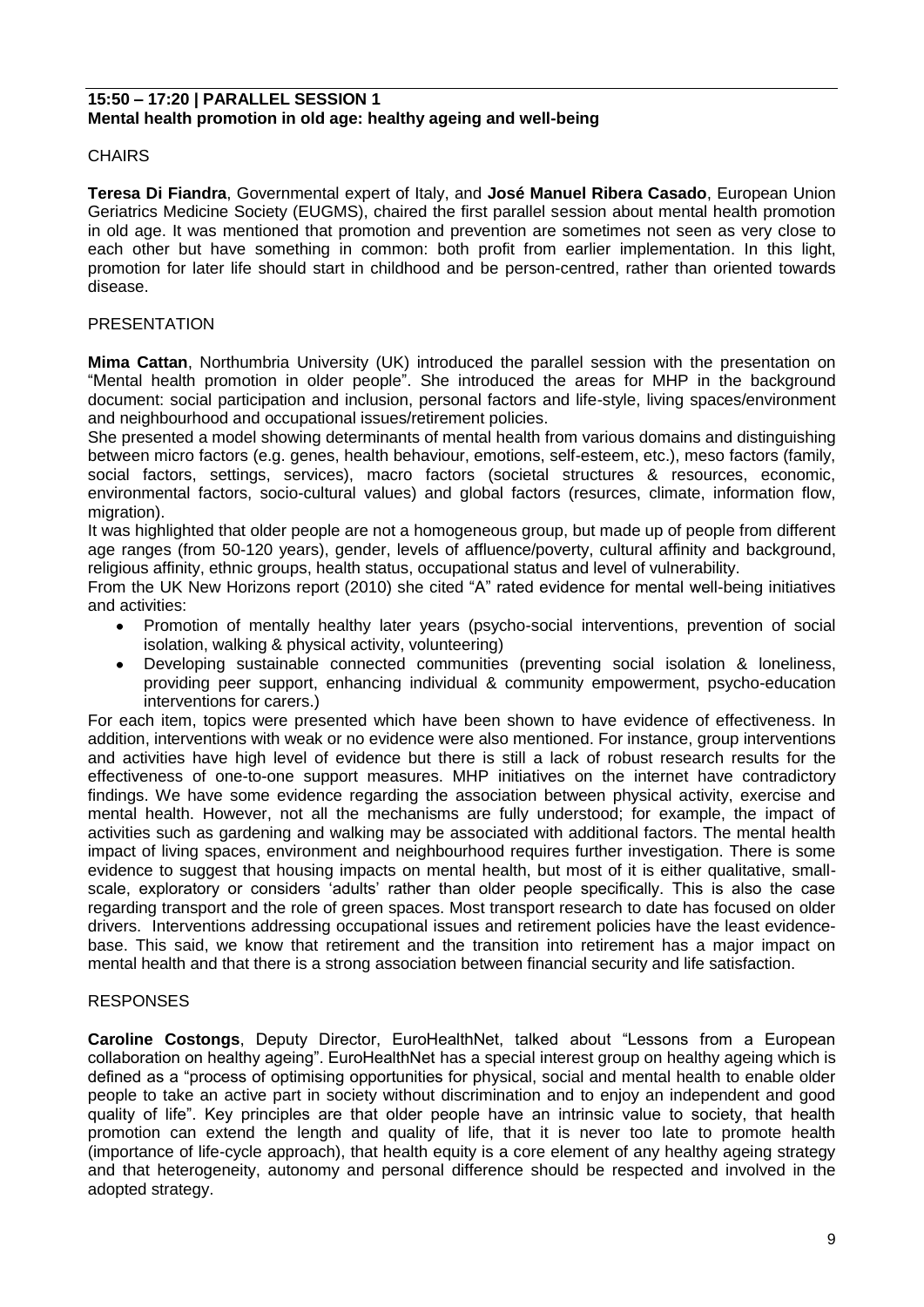## 15:50 – 17:20 | PARALLEL SESSION 1
## Mental health promotion in old age: healthy ageing and well-being

### CHAIRS

**Teresa Di Fiandra**, Governmental expert of Italy, and **José Manuel Ribera Casado**, European Union Geriatrics Medicine Society (EUGMS), chaired the first parallel session about mental health promotion in old age. It was mentioned that promotion and prevention are sometimes not seen as very close to each other but have something in common: both profit from earlier implementation. In this light, promotion for later life should start in childhood and be person-centred, rather than oriented towards disease.

### PRESENTATION

**Mima Cattan**, Northumbria University (UK) introduced the parallel session with the presentation on "Mental health promotion in older people". She introduced the areas for MHP in the background document: social participation and inclusion, personal factors and life-style, living spaces/environment and neighbourhood and occupational issues/retirement policies.

She presented a model showing determinants of mental health from various domains and distinguishing between micro factors (e.g. genes, health behaviour, emotions, self-esteem, etc.), meso factors (family, social factors, settings, services), macro factors (societal structures & resources, economic, environmental factors, socio-cultural values) and global factors (resurces, climate, information flow, migration).

It was highlighted that older people are not a homogeneous group, but made up of people from different age ranges (from 50-120 years), gender, levels of affluence/poverty, cultural affinity and background, religious affinity, ethnic groups, health status, occupational status and level of vulnerability.

From the UK New Horizons report (2010) she cited "A" rated evidence for mental well-being initiatives and activities:

- Promotion of mentally healthy later years (psycho-social interventions, prevention of social isolation, walking & physical activity, volunteering)
- Developing sustainable connected communities (preventing social isolation & loneliness, providing peer support, enhancing individual & community empowerment, psycho-education interventions for carers.)

For each item, topics were presented which have been shown to have evidence of effectiveness. In addition, interventions with weak or no evidence were also mentioned. For instance, group interventions and activities have high level of evidence but there is still a lack of robust research results for the effectiveness of one-to-one support measures. MHP initiatives on the internet have contradictory findings. We have some evidence regarding the association between physical activity, exercise and mental health. However, not all the mechanisms are fully understood; for example, the impact of activities such as gardening and walking may be associated with additional factors. The mental health impact of living spaces, environment and neighbourhood requires further investigation. There is some evidence to suggest that housing impacts on mental health, but most of it is either qualitative, small-scale, exploratory or considers 'adults' rather than older people specifically. This is also the case regarding transport and the role of green spaces. Most transport research to date has focused on older drivers. Interventions addressing occupational issues and retirement policies have the least evidence-base. This said, we know that retirement and the transition into retirement has a major impact on mental health and that there is a strong association between financial security and life satisfaction.

### RESPONSES

**Caroline Costongs**, Deputy Director, EuroHealthNet, talked about "Lessons from a European collaboration on healthy ageing". EuroHealthNet has a special interest group on healthy ageing which is defined as a "process of optimising opportunities for physical, social and mental health to enable older people to take an active part in society without discrimination and to enjoy an independent and good quality of life". Key principles are that older people have an intrinsic value to society, that health promotion can extend the length and quality of life, that it is never too late to promote health (importance of life-cycle approach), that health equity is a core element of any healthy ageing strategy and that heterogeneity, autonomy and personal difference should be respected and involved in the adopted strategy.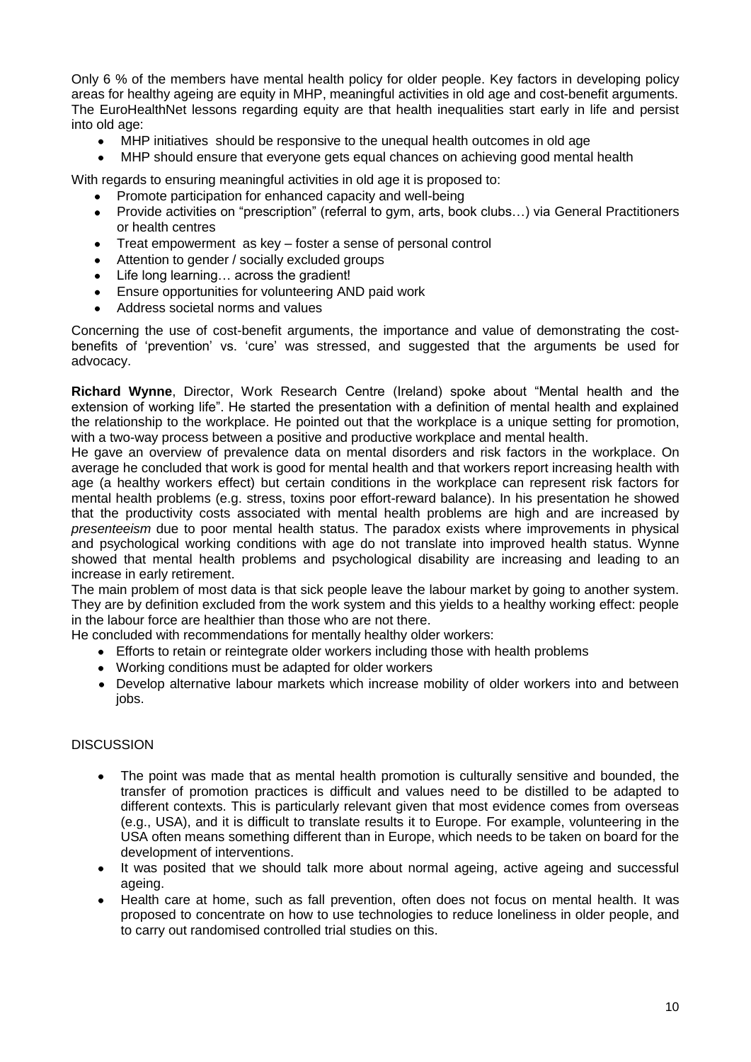Only 6 % of the members have mental health policy for older people. Key factors in developing policy areas for healthy ageing are equity in MHP, meaningful activities in old age and cost-benefit arguments. The EuroHealthNet lessons regarding equity are that health inequalities start early in life and persist into old age:

- MHP initiatives should be responsive to the unequal health outcomes in old age
- MHP should ensure that everyone gets equal chances on achieving good mental health

With regards to ensuring meaningful activities in old age it is proposed to:

- Promote participation for enhanced capacity and well-being
- Provide activities on "prescription" (referral to gym, arts, book clubs…) via General Practitioners or health centres
- Treat empowerment as key – foster a sense of personal control
- Attention to gender / socially excluded groups
- Life long learning… across the gradient!
- Ensure opportunities for volunteering AND paid work
- Address societal norms and values

Concerning the use of cost-benefit arguments, the importance and value of demonstrating the cost-benefits of 'prevention' vs. 'cure' was stressed, and suggested that the arguments be used for advocacy.

**Richard Wynne**, Director, Work Research Centre (Ireland) spoke about "Mental health and the extension of working life". He started the presentation with a definition of mental health and explained the relationship to the workplace. He pointed out that the workplace is a unique setting for promotion, with a two-way process between a positive and productive workplace and mental health.

He gave an overview of prevalence data on mental disorders and risk factors in the workplace. On average he concluded that work is good for mental health and that workers report increasing health with age (a healthy workers effect) but certain conditions in the workplace can represent risk factors for mental health problems (e.g. stress, toxins poor effort-reward balance). In his presentation he showed that the productivity costs associated with mental health problems are high and are increased by *presenteeism* due to poor mental health status. The paradox exists where improvements in physical and psychological working conditions with age do not translate into improved health status. Wynne showed that mental health problems and psychological disability are increasing and leading to an increase in early retirement.

The main problem of most data is that sick people leave the labour market by going to another system. They are by definition excluded from the work system and this yields to a healthy working effect: people in the labour force are healthier than those who are not there.

He concluded with recommendations for mentally healthy older workers:

- Efforts to retain or reintegrate older workers including those with health problems
- Working conditions must be adapted for older workers
- Develop alternative labour markets which increase mobility of older workers into and between jobs.

DISCUSSION

- The point was made that as mental health promotion is culturally sensitive and bounded, the transfer of promotion practices is difficult and values need to be distilled to be adapted to different contexts. This is particularly relevant given that most evidence comes from overseas (e.g., USA), and it is difficult to translate results it to Europe. For example, volunteering in the USA often means something different than in Europe, which needs to be taken on board for the development of interventions.
- It was posited that we should talk more about normal ageing, active ageing and successful ageing.
- Health care at home, such as fall prevention, often does not focus on mental health. It was proposed to concentrate on how to use technologies to reduce loneliness in older people, and to carry out randomised controlled trial studies on this.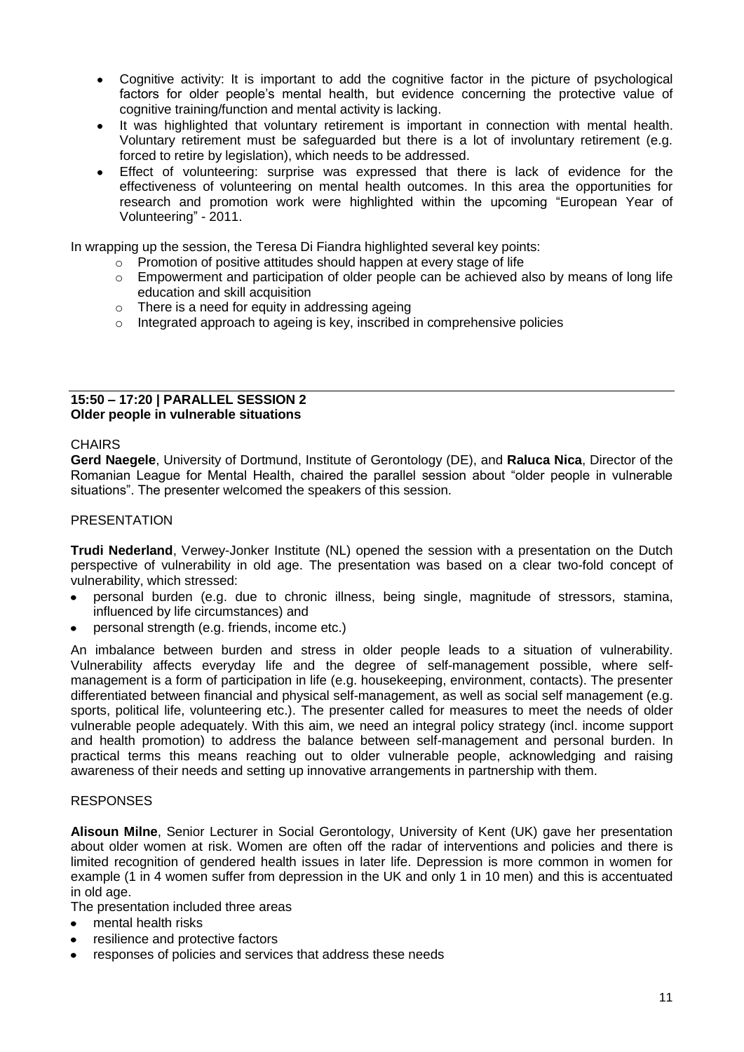- Cognitive activity: It is important to add the cognitive factor in the picture of psychological factors for older people's mental health, but evidence concerning the protective value of cognitive training/function and mental activity is lacking.
- It was highlighted that voluntary retirement is important in connection with mental health. Voluntary retirement must be safeguarded but there is a lot of involuntary retirement (e.g. forced to retire by legislation), which needs to be addressed.
- Effect of volunteering: surprise was expressed that there is lack of evidence for the effectiveness of volunteering on mental health outcomes. In this area the opportunities for research and promotion work were highlighted within the upcoming "European Year of Volunteering" - 2011.

In wrapping up the session, the Teresa Di Fiandra highlighted several key points:

- Promotion of positive attitudes should happen at every stage of life
- Empowerment and participation of older people can be achieved also by means of long life education and skill acquisition
- There is a need for equity in addressing ageing
- Integrated approach to ageing is key, inscribed in comprehensive policies

## 15:50 – 17:20 | PARALLEL SESSION 2
## Older people in vulnerable situations

CHAIRS

**Gerd Naegele**, University of Dortmund, Institute of Gerontology (DE), and **Raluca Nica**, Director of the Romanian League for Mental Health, chaired the parallel session about "older people in vulnerable situations". The presenter welcomed the speakers of this session.

PRESENTATION

**Trudi Nederland**, Verwey-Jonker Institute (NL) opened the session with a presentation on the Dutch perspective of vulnerability in old age. The presentation was based on a clear two-fold concept of vulnerability, which stressed:

- personal burden (e.g. due to chronic illness, being single, magnitude of stressors, stamina, influenced by life circumstances) and
- personal strength (e.g. friends, income etc.)

An imbalance between burden and stress in older people leads to a situation of vulnerability. Vulnerability affects everyday life and the degree of self-management possible, where self-management is a form of participation in life (e.g. housekeeping, environment, contacts). The presenter differentiated between financial and physical self-management, as well as social self management (e.g. sports, political life, volunteering etc.). The presenter called for measures to meet the needs of older vulnerable people adequately. With this aim, we need an integral policy strategy (incl. income support and health promotion) to address the balance between self-management and personal burden. In practical terms this means reaching out to older vulnerable people, acknowledging and raising awareness of their needs and setting up innovative arrangements in partnership with them.

RESPONSES

**Alisoun Milne**, Senior Lecturer in Social Gerontology, University of Kent (UK) gave her presentation about older women at risk. Women are often off the radar of interventions and policies and there is limited recognition of gendered health issues in later life. Depression is more common in women for example (1 in 4 women suffer from depression in the UK and only 1 in 10 men) and this is accentuated in old age.

The presentation included three areas

- mental health risks
- resilience and protective factors
- responses of policies and services that address these needs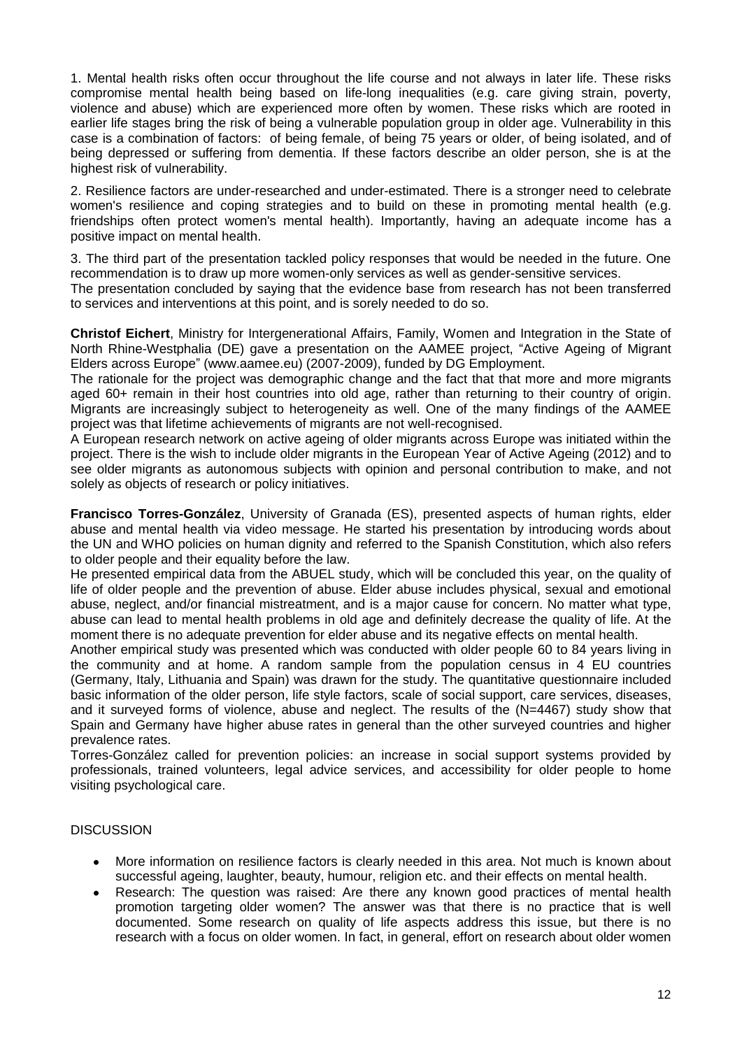1. Mental health risks often occur throughout the life course and not always in later life. These risks compromise mental health being based on life-long inequalities (e.g. care giving strain, poverty, violence and abuse) which are experienced more often by women. These risks which are rooted in earlier life stages bring the risk of being a vulnerable population group in older age. Vulnerability in this case is a combination of factors: of being female, of being 75 years or older, of being isolated, and of being depressed or suffering from dementia. If these factors describe an older person, she is at the highest risk of vulnerability.

2. Resilience factors are under-researched and under-estimated. There is a stronger need to celebrate women's resilience and coping strategies and to build on these in promoting mental health (e.g. friendships often protect women's mental health). Importantly, having an adequate income has a positive impact on mental health.

3. The third part of the presentation tackled policy responses that would be needed in the future. One recommendation is to draw up more women-only services as well as gender-sensitive services.

The presentation concluded by saying that the evidence base from research has not been transferred to services and interventions at this point, and is sorely needed to do so.

**Christof Eichert**, Ministry for Intergenerational Affairs, Family, Women and Integration in the State of North Rhine-Westphalia (DE) gave a presentation on the AAMEE project, "Active Ageing of Migrant Elders across Europe" (www.aamee.eu) (2007-2009), funded by DG Employment.

The rationale for the project was demographic change and the fact that that more and more migrants aged 60+ remain in their host countries into old age, rather than returning to their country of origin. Migrants are increasingly subject to heterogeneity as well. One of the many findings of the AAMEE project was that lifetime achievements of migrants are not well-recognised.

A European research network on active ageing of older migrants across Europe was initiated within the project. There is the wish to include older migrants in the European Year of Active Ageing (2012) and to see older migrants as autonomous subjects with opinion and personal contribution to make, and not solely as objects of research or policy initiatives.

**Francisco Torres-González**, University of Granada (ES), presented aspects of human rights, elder abuse and mental health via video message. He started his presentation by introducing words about the UN and WHO policies on human dignity and referred to the Spanish Constitution, which also refers to older people and their equality before the law.

He presented empirical data from the ABUEL study, which will be concluded this year, on the quality of life of older people and the prevention of abuse. Elder abuse includes physical, sexual and emotional abuse, neglect, and/or financial mistreatment, and is a major cause for concern. No matter what type, abuse can lead to mental health problems in old age and definitely decrease the quality of life. At the moment there is no adequate prevention for elder abuse and its negative effects on mental health.

Another empirical study was presented which was conducted with older people 60 to 84 years living in the community and at home. A random sample from the population census in 4 EU countries (Germany, Italy, Lithuania and Spain) was drawn for the study. The quantitative questionnaire included basic information of the older person, life style factors, scale of social support, care services, diseases, and it surveyed forms of violence, abuse and neglect. The results of the (N=4467) study show that Spain and Germany have higher abuse rates in general than the other surveyed countries and higher prevalence rates.

Torres-González called for prevention policies: an increase in social support systems provided by professionals, trained volunteers, legal advice services, and accessibility for older people to home visiting psychological care.

DISCUSSION

- More information on resilience factors is clearly needed in this area. Not much is known about successful ageing, laughter, beauty, humour, religion etc. and their effects on mental health.
- Research: The question was raised: Are there any known good practices of mental health promotion targeting older women? The answer was that there is no practice that is well documented. Some research on quality of life aspects address this issue, but there is no research with a focus on older women. In fact, in general, effort on research about older women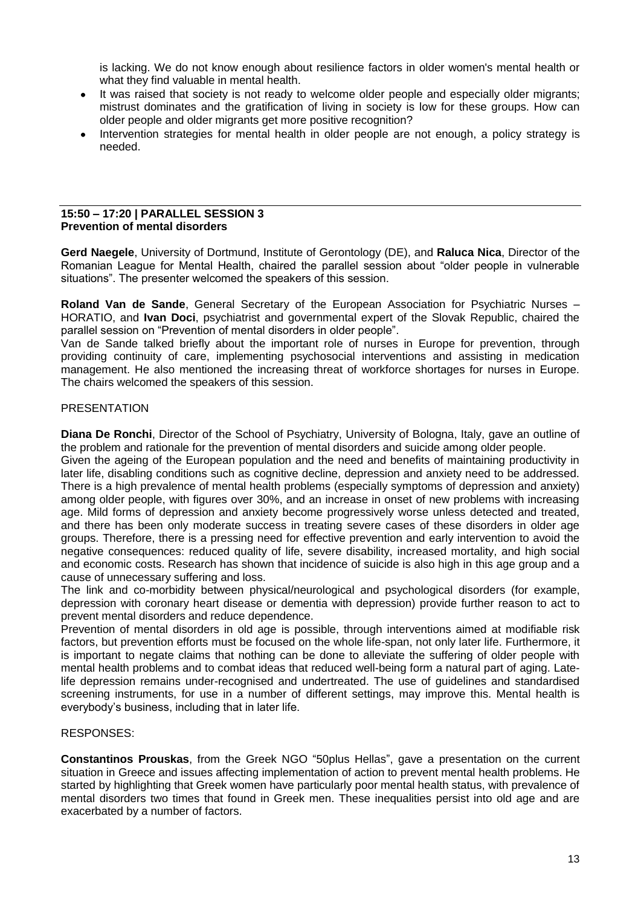is lacking. We do not know enough about resilience factors in older women's mental health or what they find valuable in mental health.

- It was raised that society is not ready to welcome older people and especially older migrants; mistrust dominates and the gratification of living in society is low for these groups. How can older people and older migrants get more positive recognition?
- Intervention strategies for mental health in older people are not enough, a policy strategy is needed.

---

**15:50 – 17:20 | PARALLEL SESSION 3**
**Prevention of mental disorders**

**Gerd Naegele**, University of Dortmund, Institute of Gerontology (DE), and **Raluca Nica**, Director of the Romanian League for Mental Health, chaired the parallel session about "older people in vulnerable situations". The presenter welcomed the speakers of this session.

**Roland Van de Sande**, General Secretary of the European Association for Psychiatric Nurses – HORATIO, and **Ivan Doci**, psychiatrist and governmental expert of the Slovak Republic, chaired the parallel session on "Prevention of mental disorders in older people".
Van de Sande talked briefly about the important role of nurses in Europe for prevention, through providing continuity of care, implementing psychosocial interventions and assisting in medication management. He also mentioned the increasing threat of workforce shortages for nurses in Europe. The chairs welcomed the speakers of this session.

PRESENTATION

**Diana De Ronchi**, Director of the School of Psychiatry, University of Bologna, Italy, gave an outline of the problem and rationale for the prevention of mental disorders and suicide among older people.
Given the ageing of the European population and the need and benefits of maintaining productivity in later life, disabling conditions such as cognitive decline, depression and anxiety need to be addressed. There is a high prevalence of mental health problems (especially symptoms of depression and anxiety) among older people, with figures over 30%, and an increase in onset of new problems with increasing age. Mild forms of depression and anxiety become progressively worse unless detected and treated, and there has been only moderate success in treating severe cases of these disorders in older age groups. Therefore, there is a pressing need for effective prevention and early intervention to avoid the negative consequences: reduced quality of life, severe disability, increased mortality, and high social and economic costs. Research has shown that incidence of suicide is also high in this age group and a cause of unnecessary suffering and loss.
The link and co-morbidity between physical/neurological and psychological disorders (for example, depression with coronary heart disease or dementia with depression) provide further reason to act to prevent mental disorders and reduce dependence.
Prevention of mental disorders in old age is possible, through interventions aimed at modifiable risk factors, but prevention efforts must be focused on the whole life-span, not only later life. Furthermore, it is important to negate claims that nothing can be done to alleviate the suffering of older people with mental health problems and to combat ideas that reduced well-being form a natural part of aging. Late-life depression remains under-recognised and undertreated. The use of guidelines and standardised screening instruments, for use in a number of different settings, may improve this. Mental health is everybody's business, including that in later life.

RESPONSES:

**Constantinos Prouskas**, from the Greek NGO "50plus Hellas", gave a presentation on the current situation in Greece and issues affecting implementation of action to prevent mental health problems. He started by highlighting that Greek women have particularly poor mental health status, with prevalence of mental disorders two times that found in Greek men. These inequalities persist into old age and are exacerbated by a number of factors.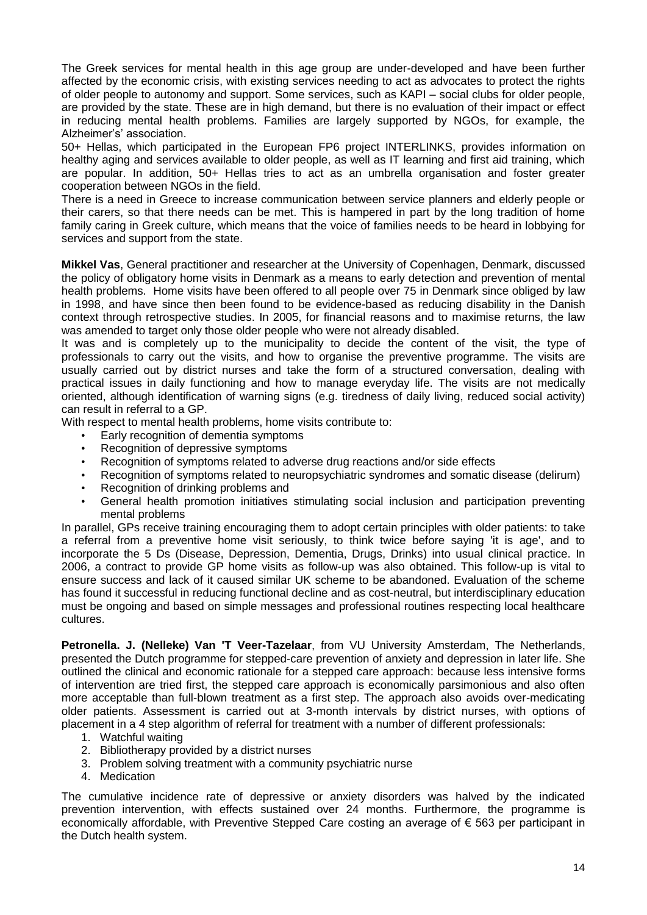The Greek services for mental health in this age group are under-developed and have been further affected by the economic crisis, with existing services needing to act as advocates to protect the rights of older people to autonomy and support. Some services, such as KAPI – social clubs for older people, are provided by the state. These are in high demand, but there is no evaluation of their impact or effect in reducing mental health problems. Families are largely supported by NGOs, for example, the Alzheimer's' association.

50+ Hellas, which participated in the European FP6 project INTERLINKS, provides information on healthy aging and services available to older people, as well as IT learning and first aid training, which are popular. In addition, 50+ Hellas tries to act as an umbrella organisation and foster greater cooperation between NGOs in the field.

There is a need in Greece to increase communication between service planners and elderly people or their carers, so that there needs can be met. This is hampered in part by the long tradition of home family caring in Greek culture, which means that the voice of families needs to be heard in lobbying for services and support from the state.

**Mikkel Vas**, General practitioner and researcher at the University of Copenhagen, Denmark, discussed the policy of obligatory home visits in Denmark as a means to early detection and prevention of mental health problems. Home visits have been offered to all people over 75 in Denmark since obliged by law in 1998, and have since then been found to be evidence-based as reducing disability in the Danish context through retrospective studies. In 2005, for financial reasons and to maximise returns, the law was amended to target only those older people who were not already disabled.

It was and is completely up to the municipality to decide the content of the visit, the type of professionals to carry out the visits, and how to organise the preventive programme. The visits are usually carried out by district nurses and take the form of a structured conversation, dealing with practical issues in daily functioning and how to manage everyday life. The visits are not medically oriented, although identification of warning signs (e.g. tiredness of daily living, reduced social activity) can result in referral to a GP.

With respect to mental health problems, home visits contribute to:

- Early recognition of dementia symptoms
- Recognition of depressive symptoms
- Recognition of symptoms related to adverse drug reactions and/or side effects
- Recognition of symptoms related to neuropsychiatric syndromes and somatic disease (delirum)
- Recognition of drinking problems and
- General health promotion initiatives stimulating social inclusion and participation preventing mental problems

In parallel, GPs receive training encouraging them to adopt certain principles with older patients: to take a referral from a preventive home visit seriously, to think twice before saying 'it is age', and to incorporate the 5 Ds (Disease, Depression, Dementia, Drugs, Drinks) into usual clinical practice. In 2006, a contract to provide GP home visits as follow-up was also obtained. This follow-up is vital to ensure success and lack of it caused similar UK scheme to be abandoned. Evaluation of the scheme has found it successful in reducing functional decline and as cost-neutral, but interdisciplinary education must be ongoing and based on simple messages and professional routines respecting local healthcare cultures.

**Petronella. J. (Nelleke) Van 'T Veer-Tazelaar**, from VU University Amsterdam, The Netherlands, presented the Dutch programme for stepped-care prevention of anxiety and depression in later life. She outlined the clinical and economic rationale for a stepped care approach: because less intensive forms of intervention are tried first, the stepped care approach is economically parsimonious and also often more acceptable than full-blown treatment as a first step. The approach also avoids over-medicating older patients. Assessment is carried out at 3-month intervals by district nurses, with options of placement in a 4 step algorithm of referral for treatment with a number of different professionals:

1. Watchful waiting
2. Bibliotherapy provided by a district nurses
3. Problem solving treatment with a community psychiatric nurse
4. Medication

The cumulative incidence rate of depressive or anxiety disorders was halved by the indicated prevention intervention, with effects sustained over 24 months. Furthermore, the programme is economically affordable, with Preventive Stepped Care costing an average of € 563 per participant in the Dutch health system.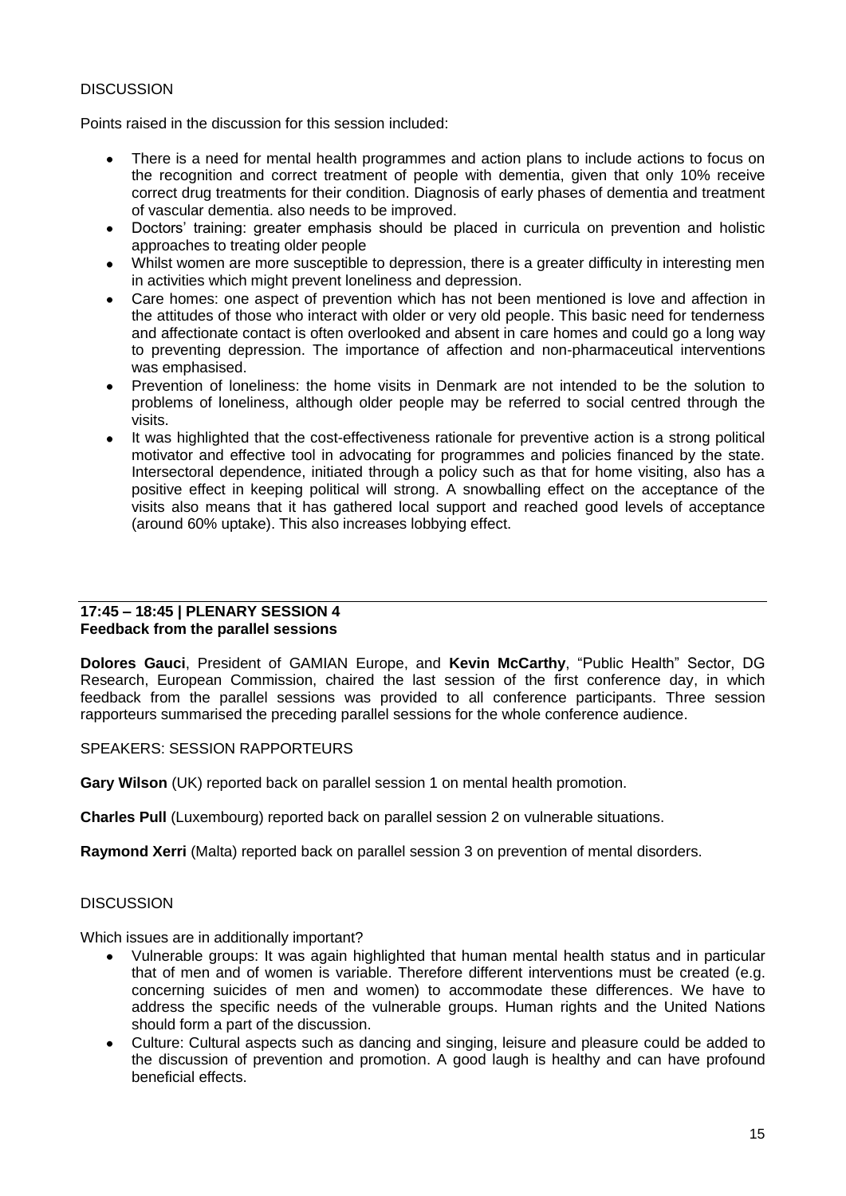DISCUSSION

Points raised in the discussion for this session included:

- There is a need for mental health programmes and action plans to include actions to focus on the recognition and correct treatment of people with dementia, given that only 10% receive correct drug treatments for their condition. Diagnosis of early phases of dementia and treatment of vascular dementia. also needs to be improved.
- Doctors' training: greater emphasis should be placed in curricula on prevention and holistic approaches to treating older people
- Whilst women are more susceptible to depression, there is a greater difficulty in interesting men in activities which might prevent loneliness and depression.
- Care homes: one aspect of prevention which has not been mentioned is love and affection in the attitudes of those who interact with older or very old people. This basic need for tenderness and affectionate contact is often overlooked and absent in care homes and could go a long way to preventing depression. The importance of affection and non-pharmaceutical interventions was emphasised.
- Prevention of loneliness: the home visits in Denmark are not intended to be the solution to problems of loneliness, although older people may be referred to social centred through the visits.
- It was highlighted that the cost-effectiveness rationale for preventive action is a strong political motivator and effective tool in advocating for programmes and policies financed by the state. Intersectoral dependence, initiated through a policy such as that for home visiting, also has a positive effect in keeping political will strong. A snowballing effect on the acceptance of the visits also means that it has gathered local support and reached good levels of acceptance (around 60% uptake). This also increases lobbying effect.

## 17:45 – 18:45 | PLENARY SESSION 4
**Feedback from the parallel sessions**

**Dolores Gauci**, President of GAMIAN Europe, and **Kevin McCarthy**, "Public Health" Sector, DG Research, European Commission, chaired the last session of the first conference day, in which feedback from the parallel sessions was provided to all conference participants. Three session rapporteurs summarised the preceding parallel sessions for the whole conference audience.

SPEAKERS: SESSION RAPPORTEURS

**Gary Wilson** (UK) reported back on parallel session 1 on mental health promotion.

**Charles Pull** (Luxembourg) reported back on parallel session 2 on vulnerable situations.

**Raymond Xerri** (Malta) reported back on parallel session 3 on prevention of mental disorders.

DISCUSSION

Which issues are in additionally important?

- Vulnerable groups: It was again highlighted that human mental health status and in particular that of men and of women is variable. Therefore different interventions must be created (e.g. concerning suicides of men and women) to accommodate these differences. We have to address the specific needs of the vulnerable groups. Human rights and the United Nations should form a part of the discussion.
- Culture: Cultural aspects such as dancing and singing, leisure and pleasure could be added to the discussion of prevention and promotion. A good laugh is healthy and can have profound beneficial effects.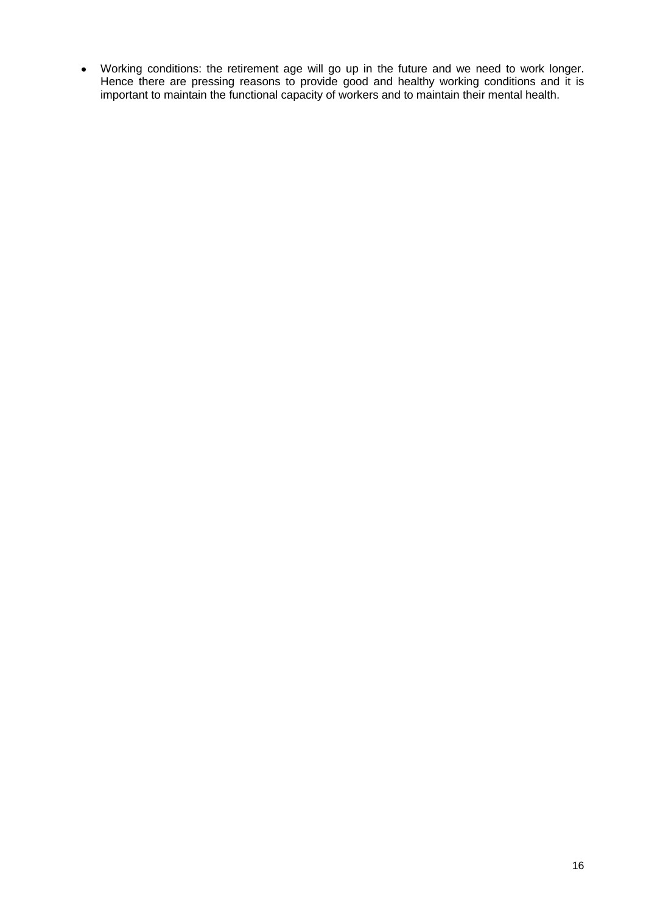- Working conditions: the retirement age will go up in the future and we need to work longer. Hence there are pressing reasons to provide good and healthy working conditions and it is important to maintain the functional capacity of workers and to maintain their mental health.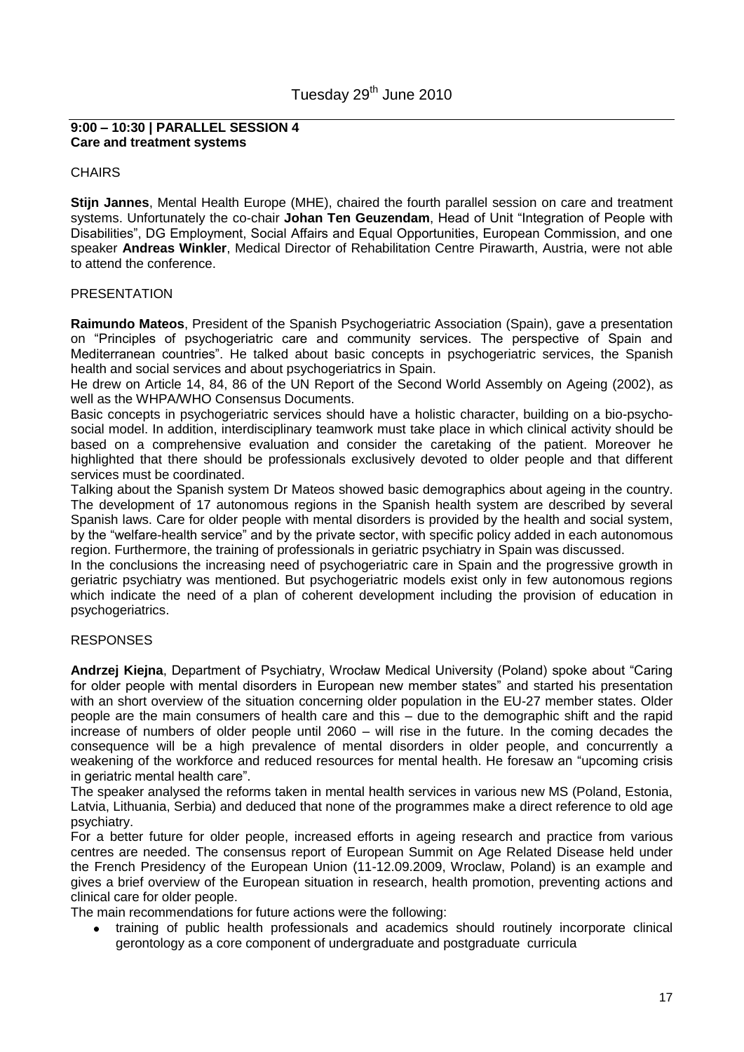Tuesday 29th June 2010

## 9:00 – 10:30 | PARALLEL SESSION 4
## Care and treatment systems

CHAIRS

**Stijn Jannes**, Mental Health Europe (MHE), chaired the fourth parallel session on care and treatment systems. Unfortunately the co-chair **Johan Ten Geuzendam**, Head of Unit "Integration of People with Disabilities", DG Employment, Social Affairs and Equal Opportunities, European Commission, and one speaker **Andreas Winkler**, Medical Director of Rehabilitation Centre Pirawarth, Austria, were not able to attend the conference.

PRESENTATION

**Raimundo Mateos**, President of the Spanish Psychogeriatric Association (Spain), gave a presentation on "Principles of psychogeriatric care and community services. The perspective of Spain and Mediterranean countries". He talked about basic concepts in psychogeriatric services, the Spanish health and social services and about psychogeriatrics in Spain.

He drew on Article 14, 84, 86 of the UN Report of the Second World Assembly on Ageing (2002), as well as the WHPA/WHO Consensus Documents.

Basic concepts in psychogeriatric services should have a holistic character, building on a bio-psycho-social model. In addition, interdisciplinary teamwork must take place in which clinical activity should be based on a comprehensive evaluation and consider the caretaking of the patient. Moreover he highlighted that there should be professionals exclusively devoted to older people and that different services must be coordinated.

Talking about the Spanish system Dr Mateos showed basic demographics about ageing in the country. The development of 17 autonomous regions in the Spanish health system are described by several Spanish laws. Care for older people with mental disorders is provided by the health and social system, by the "welfare-health service" and by the private sector, with specific policy added in each autonomous region. Furthermore, the training of professionals in geriatric psychiatry in Spain was discussed.

In the conclusions the increasing need of psychogeriatric care in Spain and the progressive growth in geriatric psychiatry was mentioned. But psychogeriatric models exist only in few autonomous regions which indicate the need of a plan of coherent development including the provision of education in psychogeriatrics.

RESPONSES

**Andrzej Kiejna**, Department of Psychiatry, Wrocław Medical University (Poland) spoke about "Caring for older people with mental disorders in European new member states" and started his presentation with an short overview of the situation concerning older population in the EU-27 member states. Older people are the main consumers of health care and this – due to the demographic shift and the rapid increase of numbers of older people until 2060 – will rise in the future. In the coming decades the consequence will be a high prevalence of mental disorders in older people, and concurrently a weakening of the workforce and reduced resources for mental health. He foresaw an "upcoming crisis in geriatric mental health care".

The speaker analysed the reforms taken in mental health services in various new MS (Poland, Estonia, Latvia, Lithuania, Serbia) and deduced that none of the programmes make a direct reference to old age psychiatry.

For a better future for older people, increased efforts in ageing research and practice from various centres are needed. The consensus report of European Summit on Age Related Disease held under the French Presidency of the European Union (11-12.09.2009, Wroclaw, Poland) is an example and gives a brief overview of the European situation in research, health promotion, preventing actions and clinical care for older people.

The main recommendations for future actions were the following:

- training of public health professionals and academics should routinely incorporate clinical gerontology as a core component of undergraduate and postgraduate curricula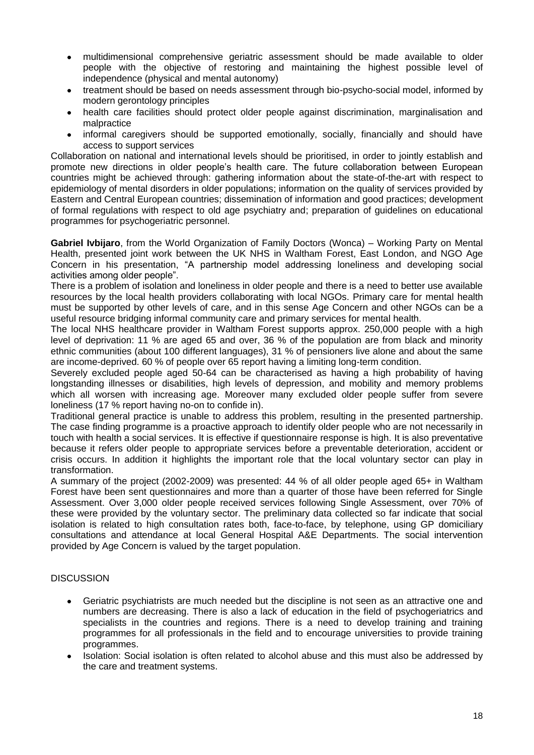- multidimensional comprehensive geriatric assessment should be made available to older people with the objective of restoring and maintaining the highest possible level of independence (physical and mental autonomy)
- treatment should be based on needs assessment through bio-psycho-social model, informed by modern gerontology principles
- health care facilities should protect older people against discrimination, marginalisation and malpractice
- informal caregivers should be supported emotionally, socially, financially and should have access to support services

Collaboration on national and international levels should be prioritised, in order to jointly establish and promote new directions in older people's health care. The future collaboration between European countries might be achieved through: gathering information about the state-of-the-art with respect to epidemiology of mental disorders in older populations; information on the quality of services provided by Eastern and Central European countries; dissemination of information and good practices; development of formal regulations with respect to old age psychiatry and; preparation of guidelines on educational programmes for psychogeriatric personnel.

**Gabriel Ivbijaro**, from the World Organization of Family Doctors (Wonca) – Working Party on Mental Health, presented joint work between the UK NHS in Waltham Forest, East London, and NGO Age Concern in his presentation, "A partnership model addressing loneliness and developing social activities among older people".

There is a problem of isolation and loneliness in older people and there is a need to better use available resources by the local health providers collaborating with local NGOs. Primary care for mental health must be supported by other levels of care, and in this sense Age Concern and other NGOs can be a useful resource bridging informal community care and primary services for mental health.

The local NHS healthcare provider in Waltham Forest supports approx. 250,000 people with a high level of deprivation: 11 % are aged 65 and over, 36 % of the population are from black and minority ethnic communities (about 100 different languages), 31 % of pensioners live alone and about the same are income-deprived. 60 % of people over 65 report having a limiting long-term condition.

Severely excluded people aged 50-64 can be characterised as having a high probability of having longstanding illnesses or disabilities, high levels of depression, and mobility and memory problems which all worsen with increasing age. Moreover many excluded older people suffer from severe loneliness (17 % report having no-on to confide in).

Traditional general practice is unable to address this problem, resulting in the presented partnership. The case finding programme is a proactive approach to identify older people who are not necessarily in touch with health a social services. It is effective if questionnaire response is high. It is also preventative because it refers older people to appropriate services before a preventable deterioration, accident or crisis occurs. In addition it highlights the important role that the local voluntary sector can play in transformation.

A summary of the project (2002-2009) was presented: 44 % of all older people aged 65+ in Waltham Forest have been sent questionnaires and more than a quarter of those have been referred for Single Assessment. Over 3,000 older people received services following Single Assessment, over 70% of these were provided by the voluntary sector. The preliminary data collected so far indicate that social isolation is related to high consultation rates both, face-to-face, by telephone, using GP domiciliary consultations and attendance at local General Hospital A&E Departments. The social intervention provided by Age Concern is valued by the target population.

DISCUSSION

- Geriatric psychiatrists are much needed but the discipline is not seen as an attractive one and numbers are decreasing. There is also a lack of education in the field of psychogeriatrics and specialists in the countries and regions. There is a need to develop training and training programmes for all professionals in the field and to encourage universities to provide training programmes.
- Isolation: Social isolation is often related to alcohol abuse and this must also be addressed by the care and treatment systems.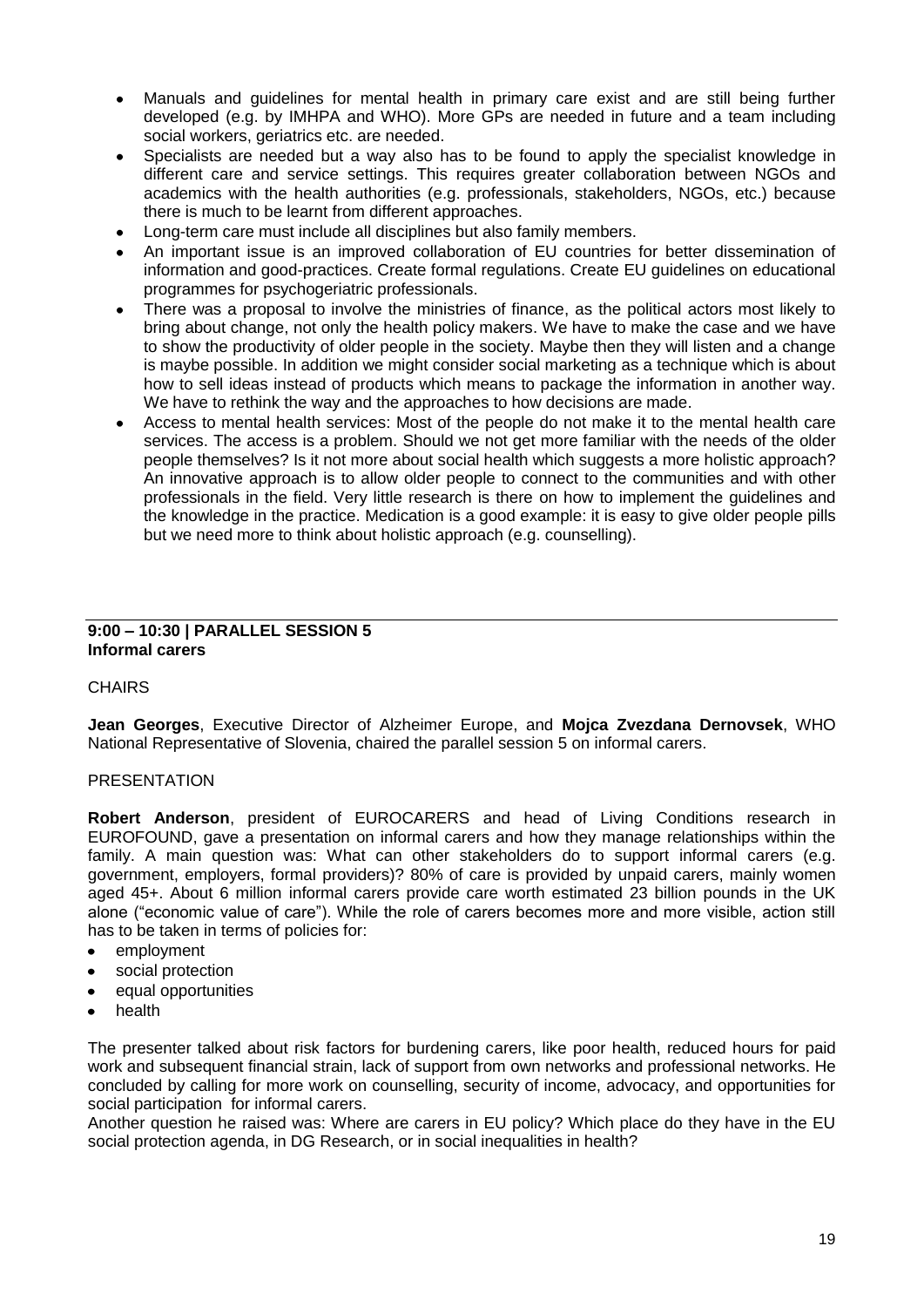- Manuals and guidelines for mental health in primary care exist and are still being further developed (e.g. by IMHPA and WHO). More GPs are needed in future and a team including social workers, geriatrics etc. are needed.
- Specialists are needed but a way also has to be found to apply the specialist knowledge in different care and service settings. This requires greater collaboration between NGOs and academics with the health authorities (e.g. professionals, stakeholders, NGOs, etc.) because there is much to be learnt from different approaches.
- Long-term care must include all disciplines but also family members.
- An important issue is an improved collaboration of EU countries for better dissemination of information and good-practices. Create formal regulations. Create EU guidelines on educational programmes for psychogeriatric professionals.
- There was a proposal to involve the ministries of finance, as the political actors most likely to bring about change, not only the health policy makers. We have to make the case and we have to show the productivity of older people in the society. Maybe then they will listen and a change is maybe possible. In addition we might consider social marketing as a technique which is about how to sell ideas instead of products which means to package the information in another way. We have to rethink the way and the approaches to how decisions are made.
- Access to mental health services: Most of the people do not make it to the mental health care services. The access is a problem. Should we not get more familiar with the needs of the older people themselves? Is it not more about social health which suggests a more holistic approach? An innovative approach is to allow older people to connect to the communities and with other professionals in the field. Very little research is there on how to implement the guidelines and the knowledge in the practice. Medication is a good example: it is easy to give older people pills but we need more to think about holistic approach (e.g. counselling).

## 9:00 – 10:30 | PARALLEL SESSION 5
## Informal carers

CHAIRS

**Jean Georges**, Executive Director of Alzheimer Europe, and **Mojca Zvezdana Dernovsek**, WHO National Representative of Slovenia, chaired the parallel session 5 on informal carers.

PRESENTATION

**Robert Anderson**, president of EUROCARERS and head of Living Conditions research in EUROFOUND, gave a presentation on informal carers and how they manage relationships within the family. A main question was: What can other stakeholders do to support informal carers (e.g. government, employers, formal providers)? 80% of care is provided by unpaid carers, mainly women aged 45+. About 6 million informal carers provide care worth estimated 23 billion pounds in the UK alone ("economic value of care"). While the role of carers becomes more and more visible, action still has to be taken in terms of policies for:

- employment
- social protection
- equal opportunities
- health

The presenter talked about risk factors for burdening carers, like poor health, reduced hours for paid work and subsequent financial strain, lack of support from own networks and professional networks. He concluded by calling for more work on counselling, security of income, advocacy, and opportunities for social participation for informal carers.
Another question he raised was: Where are carers in EU policy? Which place do they have in the EU social protection agenda, in DG Research, or in social inequalities in health?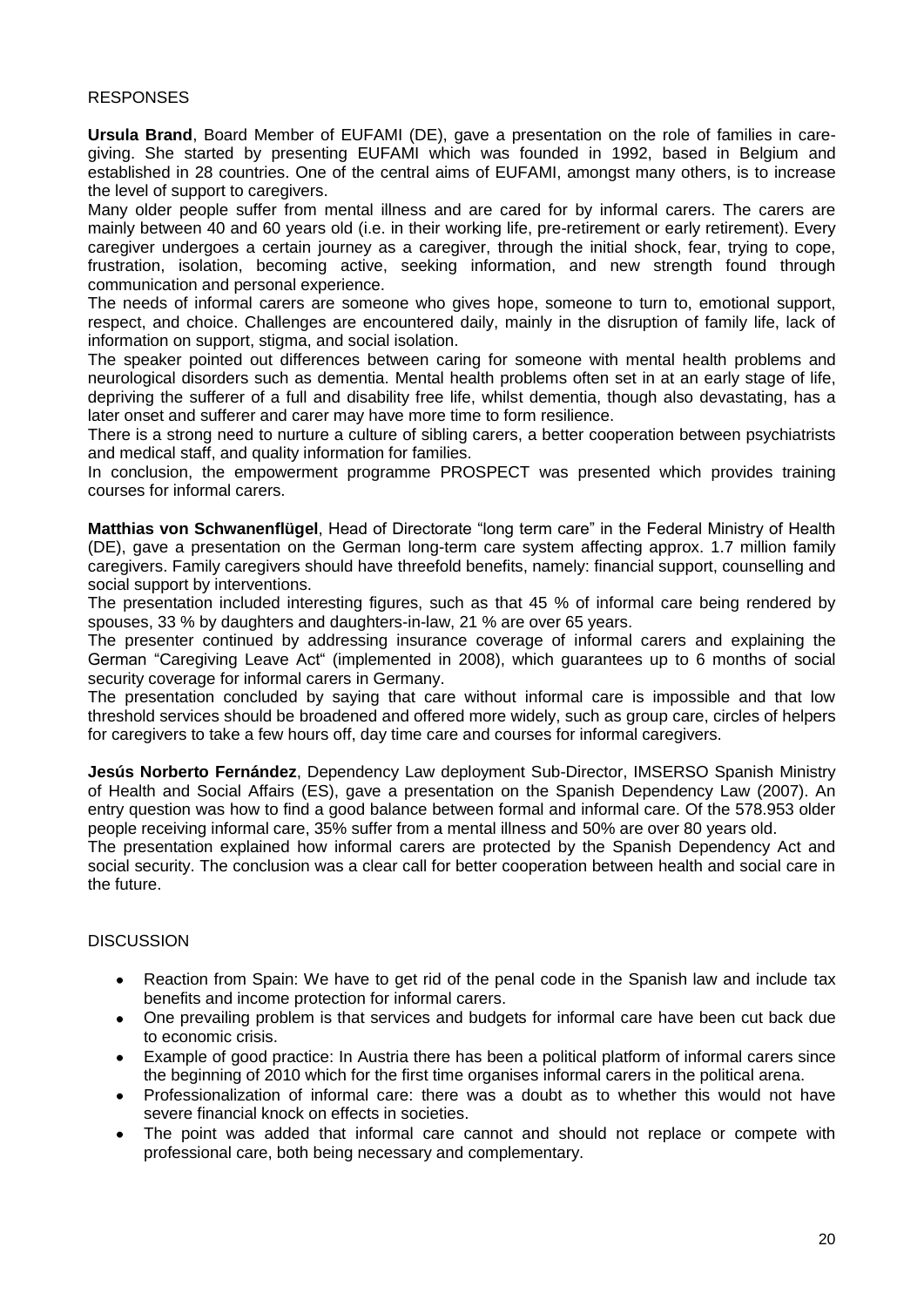RESPONSES

**Ursula Brand**, Board Member of EUFAMI (DE), gave a presentation on the role of families in care-giving. She started by presenting EUFAMI which was founded in 1992, based in Belgium and established in 28 countries. One of the central aims of EUFAMI, amongst many others, is to increase the level of support to caregivers.

Many older people suffer from mental illness and are cared for by informal carers. The carers are mainly between 40 and 60 years old (i.e. in their working life, pre-retirement or early retirement). Every caregiver undergoes a certain journey as a caregiver, through the initial shock, fear, trying to cope, frustration, isolation, becoming active, seeking information, and new strength found through communication and personal experience.

The needs of informal carers are someone who gives hope, someone to turn to, emotional support, respect, and choice. Challenges are encountered daily, mainly in the disruption of family life, lack of information on support, stigma, and social isolation.

The speaker pointed out differences between caring for someone with mental health problems and neurological disorders such as dementia. Mental health problems often set in at an early stage of life, depriving the sufferer of a full and disability free life, whilst dementia, though also devastating, has a later onset and sufferer and carer may have more time to form resilience.

There is a strong need to nurture a culture of sibling carers, a better cooperation between psychiatrists and medical staff, and quality information for families.

In conclusion, the empowerment programme PROSPECT was presented which provides training courses for informal carers.

**Matthias von Schwanenflügel**, Head of Directorate "long term care" in the Federal Ministry of Health (DE), gave a presentation on the German long-term care system affecting approx. 1.7 million family caregivers. Family caregivers should have threefold benefits, namely: financial support, counselling and social support by interventions.

The presentation included interesting figures, such as that 45 % of informal care being rendered by spouses, 33 % by daughters and daughters-in-law, 21 % are over 65 years.

The presenter continued by addressing insurance coverage of informal carers and explaining the German "Caregiving Leave Act" (implemented in 2008), which guarantees up to 6 months of social security coverage for informal carers in Germany.

The presentation concluded by saying that care without informal care is impossible and that low threshold services should be broadened and offered more widely, such as group care, circles of helpers for caregivers to take a few hours off, day time care and courses for informal caregivers.

**Jesús Norberto Fernández**, Dependency Law deployment Sub-Director, IMSERSO Spanish Ministry of Health and Social Affairs (ES), gave a presentation on the Spanish Dependency Law (2007). An entry question was how to find a good balance between formal and informal care. Of the 578.953 older people receiving informal care, 35% suffer from a mental illness and 50% are over 80 years old.

The presentation explained how informal carers are protected by the Spanish Dependency Act and social security. The conclusion was a clear call for better cooperation between health and social care in the future.

DISCUSSION

- Reaction from Spain: We have to get rid of the penal code in the Spanish law and include tax benefits and income protection for informal carers.
- One prevailing problem is that services and budgets for informal care have been cut back due to economic crisis.
- Example of good practice: In Austria there has been a political platform of informal carers since the beginning of 2010 which for the first time organises informal carers in the political arena.
- Professionalization of informal care: there was a doubt as to whether this would not have severe financial knock on effects in societies.
- The point was added that informal care cannot and should not replace or compete with professional care, both being necessary and complementary.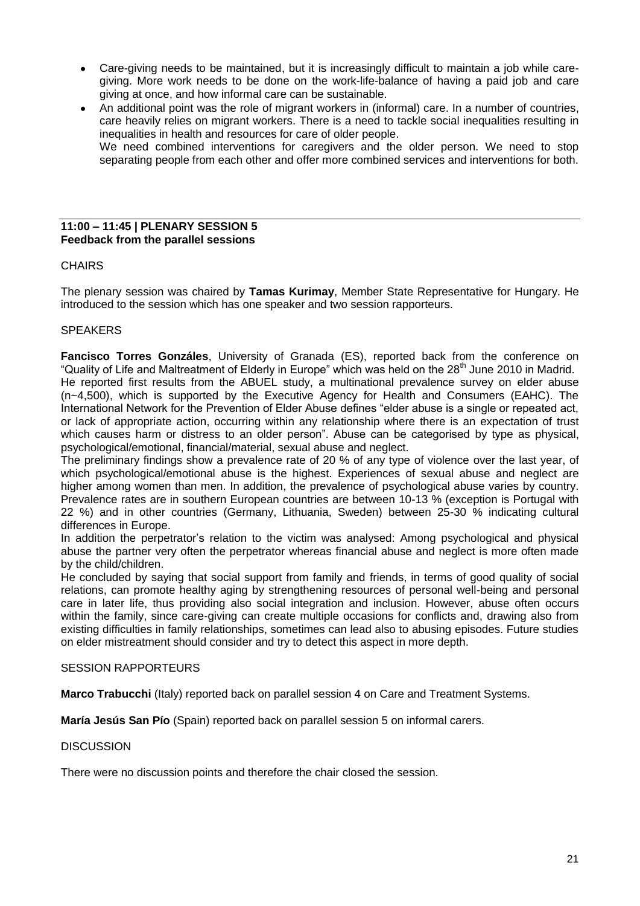- Care-giving needs to be maintained, but it is increasingly difficult to maintain a job while care-giving. More work needs to be done on the work-life-balance of having a paid job and care giving at once, and how informal care can be sustainable.
- An additional point was the role of migrant workers in (informal) care. In a number of countries, care heavily relies on migrant workers. There is a need to tackle social inequalities resulting in inequalities in health and resources for care of older people.
  We need combined interventions for caregivers and the older person. We need to stop separating people from each other and offer more combined services and interventions for both.

## 11:00 – 11:45 | PLENARY SESSION 5
**Feedback from the parallel sessions**

CHAIRS

The plenary session was chaired by **Tamas Kurimay**, Member State Representative for Hungary. He introduced to the session which has one speaker and two session rapporteurs.

SPEAKERS

**Fancisco Torres Gonzáles**, University of Granada (ES), reported back from the conference on "Quality of Life and Maltreatment of Elderly in Europe" which was held on the 28th June 2010 in Madrid.
He reported first results from the ABUEL study, a multinational prevalence survey on elder abuse (n~4,500), which is supported by the Executive Agency for Health and Consumers (EAHC). The International Network for the Prevention of Elder Abuse defines "elder abuse is a single or repeated act, or lack of appropriate action, occurring within any relationship where there is an expectation of trust which causes harm or distress to an older person". Abuse can be categorised by type as physical, psychological/emotional, financial/material, sexual abuse and neglect.
The preliminary findings show a prevalence rate of 20 % of any type of violence over the last year, of which psychological/emotional abuse is the highest. Experiences of sexual abuse and neglect are higher among women than men. In addition, the prevalence of psychological abuse varies by country. Prevalence rates are in southern European countries are between 10-13 % (exception is Portugal with 22 %) and in other countries (Germany, Lithuania, Sweden) between 25-30 % indicating cultural differences in Europe.
In addition the perpetrator's relation to the victim was analysed: Among psychological and physical abuse the partner very often the perpetrator whereas financial abuse and neglect is more often made by the child/children.
He concluded by saying that social support from family and friends, in terms of good quality of social relations, can promote healthy aging by strengthening resources of personal well-being and personal care in later life, thus providing also social integration and inclusion. However, abuse often occurs within the family, since care-giving can create multiple occasions for conflicts and, drawing also from existing difficulties in family relationships, sometimes can lead also to abusing episodes. Future studies on elder mistreatment should consider and try to detect this aspect in more depth.

SESSION RAPPORTEURS

**Marco Trabucchi** (Italy) reported back on parallel session 4 on Care and Treatment Systems.

**María Jesús San Pío** (Spain) reported back on parallel session 5 on informal carers.

DISCUSSION

There were no discussion points and therefore the chair closed the session.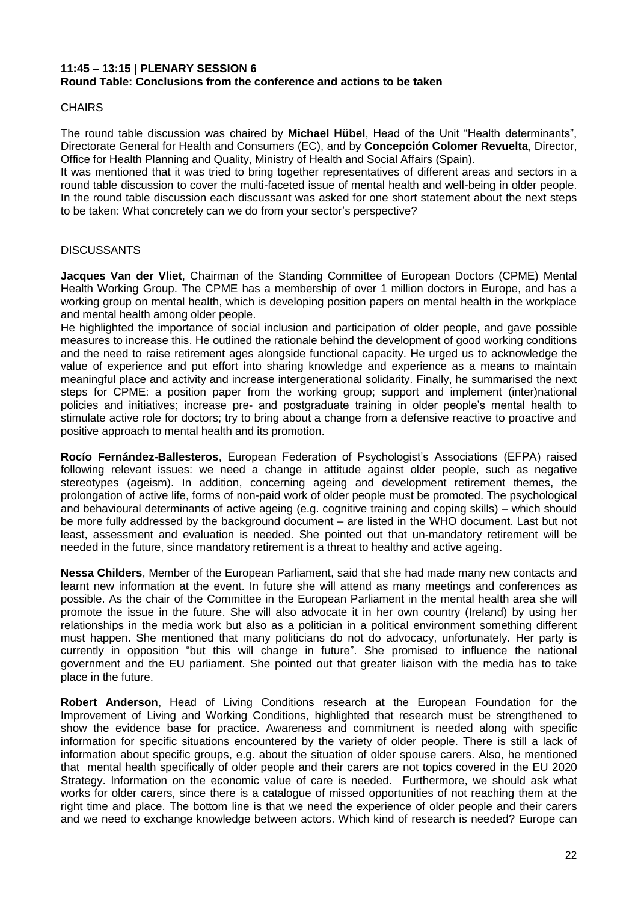**11:45 – 13:15 | PLENARY SESSION 6**
**Round Table: Conclusions from the conference and actions to be taken**

CHAIRS

The round table discussion was chaired by **Michael Hübel**, Head of the Unit "Health determinants", Directorate General for Health and Consumers (EC), and by **Concepción Colomer Revuelta**, Director, Office for Health Planning and Quality, Ministry of Health and Social Affairs (Spain).
It was mentioned that it was tried to bring together representatives of different areas and sectors in a round table discussion to cover the multi-faceted issue of mental health and well-being in older people. In the round table discussion each discussant was asked for one short statement about the next steps to be taken: What concretely can we do from your sector's perspective?

DISCUSSANTS

**Jacques Van der Vliet**, Chairman of the Standing Committee of European Doctors (CPME) Mental Health Working Group. The CPME has a membership of over 1 million doctors in Europe, and has a working group on mental health, which is developing position papers on mental health in the workplace and mental health among older people.
He highlighted the importance of social inclusion and participation of older people, and gave possible measures to increase this. He outlined the rationale behind the development of good working conditions and the need to raise retirement ages alongside functional capacity. He urged us to acknowledge the value of experience and put effort into sharing knowledge and experience as a means to maintain meaningful place and activity and increase intergenerational solidarity. Finally, he summarised the next steps for CPME: a position paper from the working group; support and implement (inter)national policies and initiatives; increase pre- and postgraduate training in older people's mental health to stimulate active role for doctors; try to bring about a change from a defensive reactive to proactive and positive approach to mental health and its promotion.

**Rocío Fernández-Ballesteros**, European Federation of Psychologist's Associations (EFPA) raised following relevant issues: we need a change in attitude against older people, such as negative stereotypes (ageism). In addition, concerning ageing and development retirement themes, the prolongation of active life, forms of non-paid work of older people must be promoted. The psychological and behavioural determinants of active ageing (e.g. cognitive training and coping skills) – which should be more fully addressed by the background document – are listed in the WHO document. Last but not least, assessment and evaluation is needed. She pointed out that un-mandatory retirement will be needed in the future, since mandatory retirement is a threat to healthy and active ageing.

**Nessa Childers**, Member of the European Parliament, said that she had made many new contacts and learnt new information at the event. In future she will attend as many meetings and conferences as possible. As the chair of the Committee in the European Parliament in the mental health area she will promote the issue in the future. She will also advocate it in her own country (Ireland) by using her relationships in the media work but also as a politician in a political environment something different must happen. She mentioned that many politicians do not do advocacy, unfortunately. Her party is currently in opposition "but this will change in future". She promised to influence the national government and the EU parliament. She pointed out that greater liaison with the media has to take place in the future.

**Robert Anderson**, Head of Living Conditions research at the European Foundation for the Improvement of Living and Working Conditions, highlighted that research must be strengthened to show the evidence base for practice. Awareness and commitment is needed along with specific information for specific situations encountered by the variety of older people. There is still a lack of information about specific groups, e.g. about the situation of older spouse carers. Also, he mentioned that mental health specifically of older people and their carers are not topics covered in the EU 2020 Strategy. Information on the economic value of care is needed. Furthermore, we should ask what works for older carers, since there is a catalogue of missed opportunities of not reaching them at the right time and place. The bottom line is that we need the experience of older people and their carers and we need to exchange knowledge between actors. Which kind of research is needed? Europe can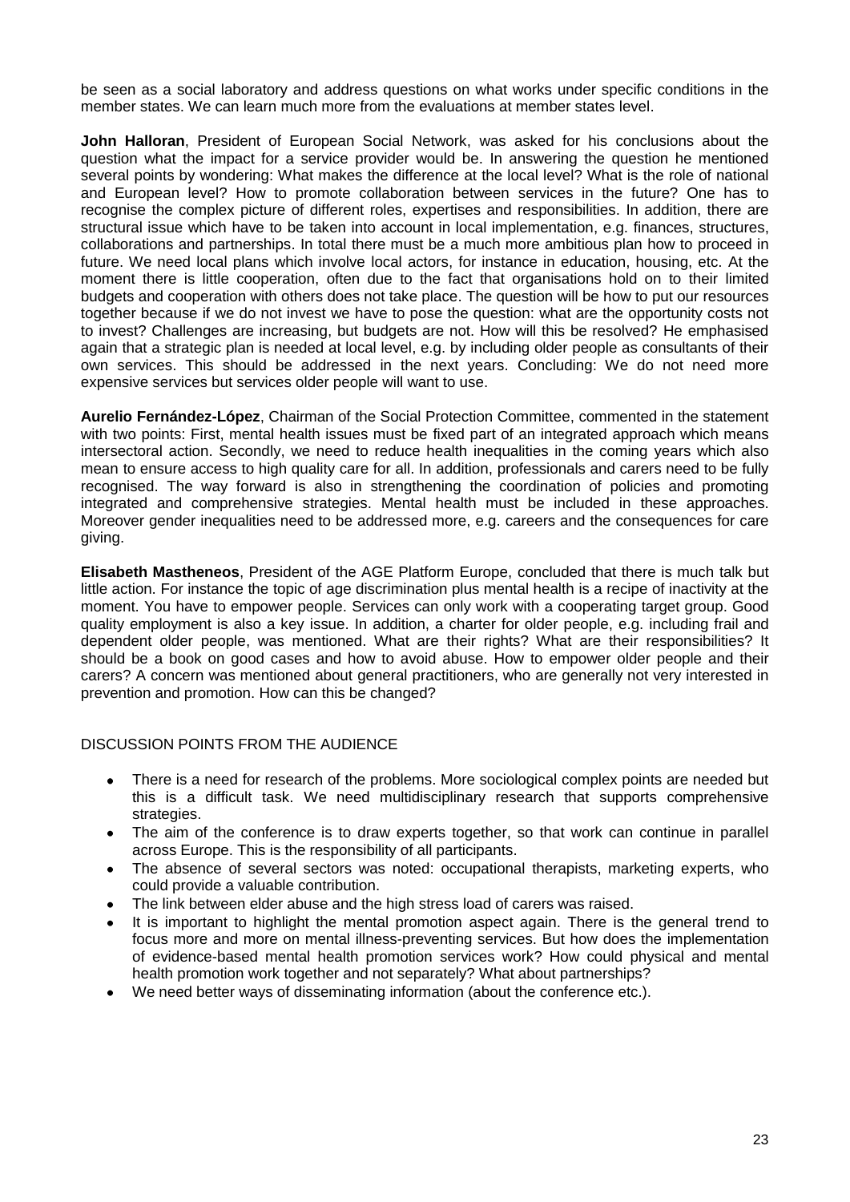be seen as a social laboratory and address questions on what works under specific conditions in the member states. We can learn much more from the evaluations at member states level.

**John Halloran**, President of European Social Network, was asked for his conclusions about the question what the impact for a service provider would be. In answering the question he mentioned several points by wondering: What makes the difference at the local level? What is the role of national and European level? How to promote collaboration between services in the future? One has to recognise the complex picture of different roles, expertises and responsibilities. In addition, there are structural issue which have to be taken into account in local implementation, e.g. finances, structures, collaborations and partnerships. In total there must be a much more ambitious plan how to proceed in future. We need local plans which involve local actors, for instance in education, housing, etc. At the moment there is little cooperation, often due to the fact that organisations hold on to their limited budgets and cooperation with others does not take place. The question will be how to put our resources together because if we do not invest we have to pose the question: what are the opportunity costs not to invest? Challenges are increasing, but budgets are not. How will this be resolved? He emphasised again that a strategic plan is needed at local level, e.g. by including older people as consultants of their own services. This should be addressed in the next years. Concluding: We do not need more expensive services but services older people will want to use.

**Aurelio Fernández-López**, Chairman of the Social Protection Committee, commented in the statement with two points: First, mental health issues must be fixed part of an integrated approach which means intersectoral action. Secondly, we need to reduce health inequalities in the coming years which also mean to ensure access to high quality care for all. In addition, professionals and carers need to be fully recognised. The way forward is also in strengthening the coordination of policies and promoting integrated and comprehensive strategies. Mental health must be included in these approaches. Moreover gender inequalities need to be addressed more, e.g. careers and the consequences for care giving.

**Elisabeth Mastheneos**, President of the AGE Platform Europe, concluded that there is much talk but little action. For instance the topic of age discrimination plus mental health is a recipe of inactivity at the moment. You have to empower people. Services can only work with a cooperating target group. Good quality employment is also a key issue. In addition, a charter for older people, e.g. including frail and dependent older people, was mentioned. What are their rights? What are their responsibilities? It should be a book on good cases and how to avoid abuse. How to empower older people and their carers? A concern was mentioned about general practitioners, who are generally not very interested in prevention and promotion. How can this be changed?

DISCUSSION POINTS FROM THE AUDIENCE

- There is a need for research of the problems. More sociological complex points are needed but this is a difficult task. We need multidisciplinary research that supports comprehensive strategies.
- The aim of the conference is to draw experts together, so that work can continue in parallel across Europe. This is the responsibility of all participants.
- The absence of several sectors was noted: occupational therapists, marketing experts, who could provide a valuable contribution.
- The link between elder abuse and the high stress load of carers was raised.
- It is important to highlight the mental promotion aspect again. There is the general trend to focus more and more on mental illness-preventing services. But how does the implementation of evidence-based mental health promotion services work? How could physical and mental health promotion work together and not separately? What about partnerships?
- We need better ways of disseminating information (about the conference etc.).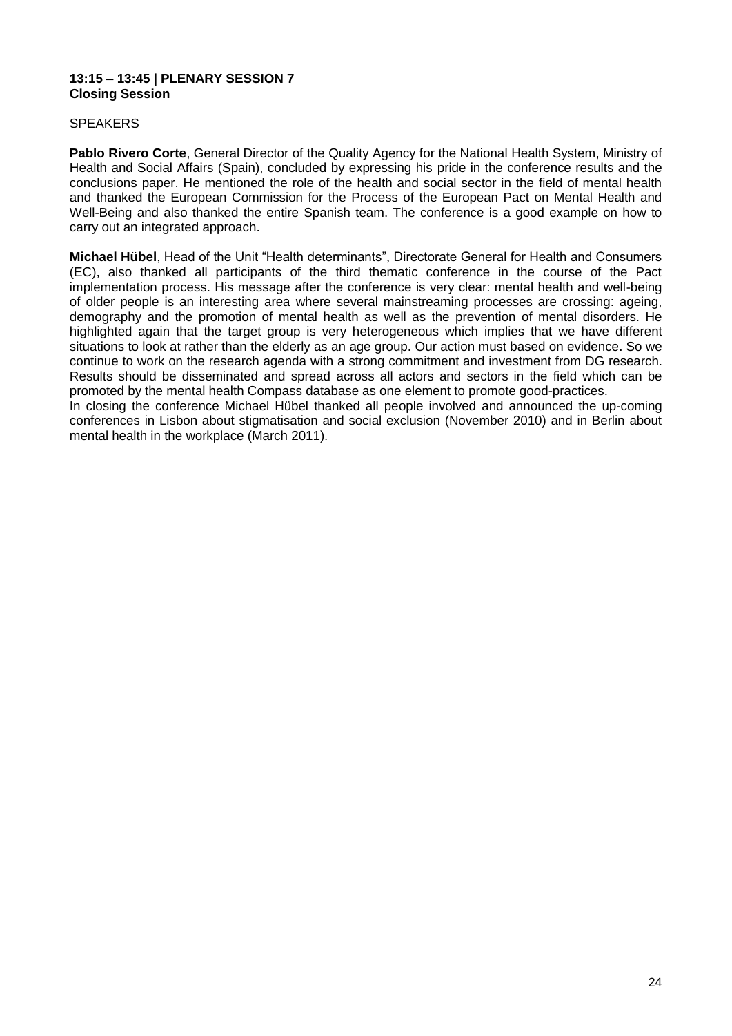**13:15 – 13:45 | PLENARY SESSION 7**
**Closing Session**

SPEAKERS

**Pablo Rivero Corte**, General Director of the Quality Agency for the National Health System, Ministry of Health and Social Affairs (Spain), concluded by expressing his pride in the conference results and the conclusions paper. He mentioned the role of the health and social sector in the field of mental health and thanked the European Commission for the Process of the European Pact on Mental Health and Well-Being and also thanked the entire Spanish team. The conference is a good example on how to carry out an integrated approach.

**Michael Hübel**, Head of the Unit "Health determinants", Directorate General for Health and Consumers (EC), also thanked all participants of the third thematic conference in the course of the Pact implementation process. His message after the conference is very clear: mental health and well-being of older people is an interesting area where several mainstreaming processes are crossing: ageing, demography and the promotion of mental health as well as the prevention of mental disorders. He highlighted again that the target group is very heterogeneous which implies that we have different situations to look at rather than the elderly as an age group. Our action must based on evidence. So we continue to work on the research agenda with a strong commitment and investment from DG research. Results should be disseminated and spread across all actors and sectors in the field which can be promoted by the mental health Compass database as one element to promote good-practices.
In closing the conference Michael Hübel thanked all people involved and announced the up-coming conferences in Lisbon about stigmatisation and social exclusion (November 2010) and in Berlin about mental health in the workplace (March 2011).